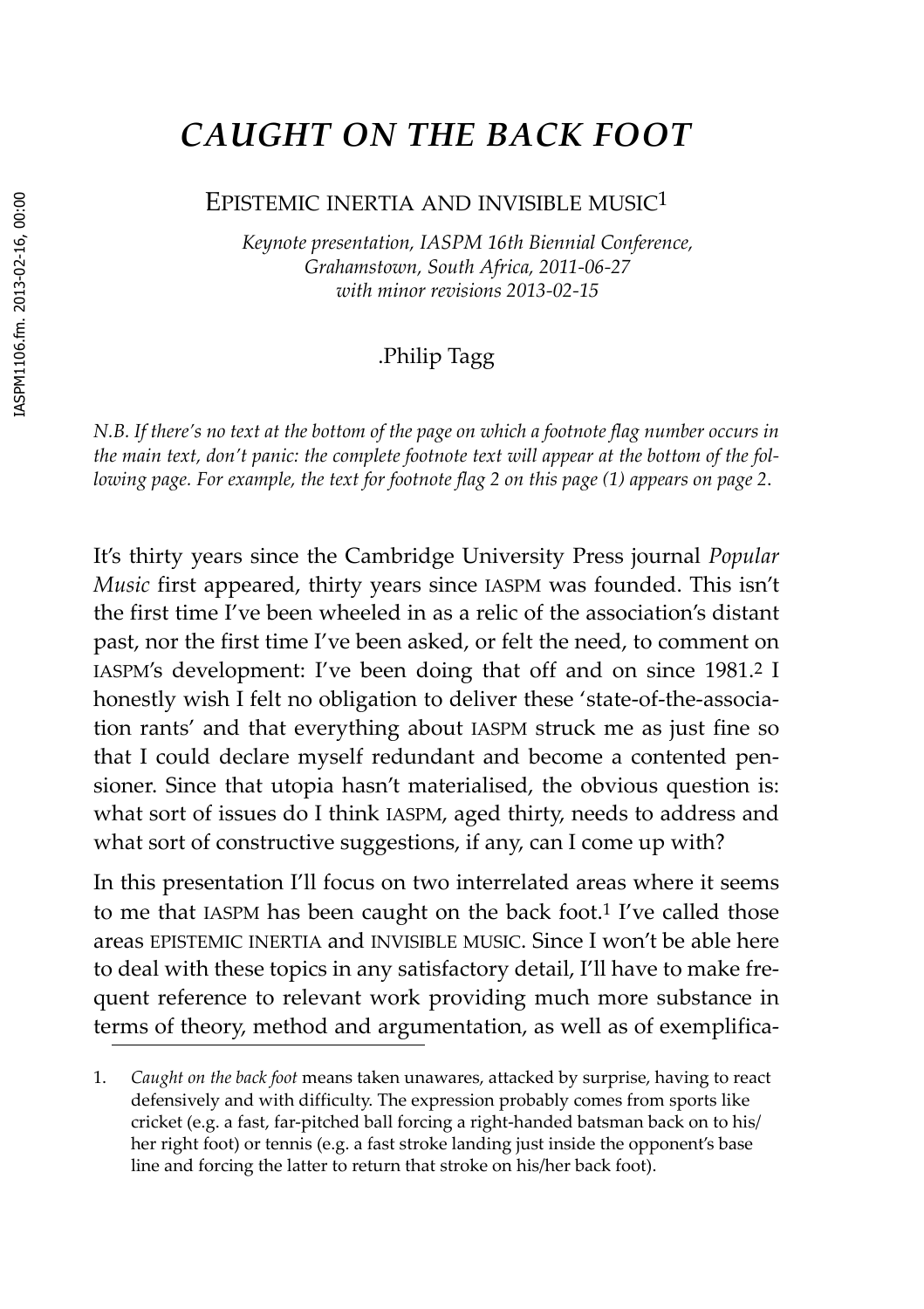# *CAUGHT ON THE BACK FOOT*

## EPISTEMIC INERTIA AND INVISIBLE MUSIC[1]

*Keynote presentation, IASPM 16th Biennial Conference, Grahamstown, South Africa, 2011-06-27 with minor revisions 2013-02-15*

.Philip Tagg

*N.B. If there's no text at the bottom of the page on which a footnote flag number occurs in the main text, don't panic: the complete footnote text will appear at the bottom of the following page. For example, the text for footnote flag 2 on this page (1) appears on page 2.*

It's thirty years since the Cambridge University Press journal *Popular Music* first appeared, thirty years since IASPM was founded. This isn't the first time I've been wheeled in as a relic of the association's distant past, nor the first time I've been asked, or felt the need, to comment on IASPM's development: I've been doing that off and on since 1981.[2] I honestly wish I felt no obligation to deliver these 'state-of-the-association rants' and that everything about IASPM struck me as just fine so that I could declare myself redundant and become a contented pensioner. Since that utopia hasn't materialised, the obvious question is: what sort of issues do I think IASPM, aged thirty, needs to address and what sort of constructive suggestions, if any, can I come up with?

In this presentation I'll focus on two interrelated areas where it seems to me that IASPM has been caught on the back foot.[1] I've called those areas EPISTEMIC INERTIA and INVISIBLE MUSIC. Since I won't be able here to deal with these topics in any satisfactory detail, I'll have to make frequent reference to relevant work providing much more substance in terms of theory, method and argumentation, as well as of exemplifica-

1. *Caught on the back foot* means taken unawares, attacked by surprise, having to react defensively and with difficulty. The expression probably comes from sports like cricket (e.g. a fast, far-pitched ball forcing a right-handed batsman back on to his/her right foot) or tennis (e.g. a fast stroke landing just inside the opponent's base line and forcing the latter to return that stroke on his/her back foot).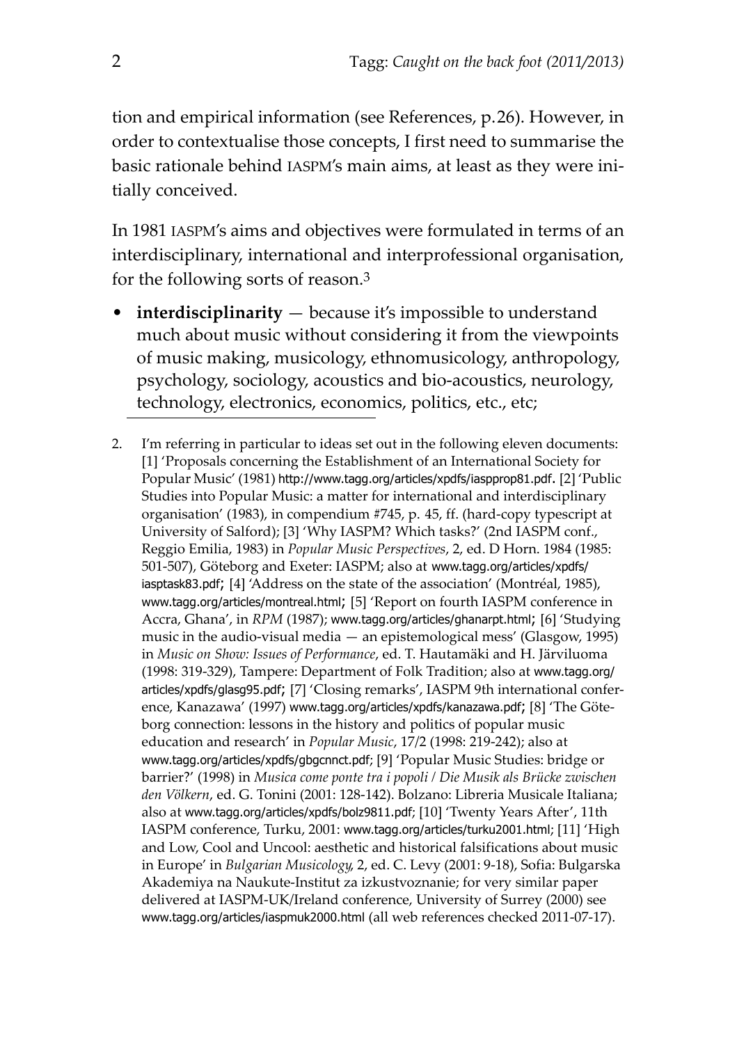tion and empirical information (see References, p.26). However, in order to contextualise those concepts, I first need to summarise the basic rationale behind IASPM's main aims, at least as they were initially conceived.

In 1981 IASPM's aims and objectives were formulated in terms of an interdisciplinary, international and interprofessional organisation, for the following sorts of reason.[3]

- **interdisciplinarity** — because it's impossible to understand much about music without considering it from the viewpoints of music making, musicology, ethnomusicology, anthropology, psychology, sociology, acoustics and bio-acoustics, neurology, technology, electronics, economics, politics, etc., etc;

---

2. I'm referring in particular to ideas set out in the following eleven documents: [1] 'Proposals concerning the Establishment of an International Society for Popular Music' (1981) http://www.tagg.org/articles/xpdfs/iaspprop81.pdf. [2] 'Public Studies into Popular Music: a matter for international and interdisciplinary organisation' (1983), in compendium #745, p. 45, ff. (hard-copy typescript at University of Salford); [3] 'Why IASPM? Which tasks?' (2nd IASPM conf., Reggio Emilia, 1983) in *Popular Music Perspectives*, 2, ed. D Horn. 1984 (1985: 501-507), Göteborg and Exeter: IASPM; also at www.tagg.org/articles/xpdfs/iasptask83.pdf; [4] 'Address on the state of the association' (Montréal, 1985), www.tagg.org/articles/montreal.html; [5] 'Report on fourth IASPM conference in Accra, Ghana', in *RPM* (1987); www.tagg.org/articles/ghanarpt.html; [6] 'Studying music in the audio-visual media — an epistemological mess' (Glasgow, 1995) in *Music on Show: Issues of Performance*, ed. T. Hautamäki and H. Järviluoma (1998: 319-329), Tampere: Department of Folk Tradition; also at www.tagg.org/articles/xpdfs/glasg95.pdf; [7] 'Closing remarks', IASPM 9th international conference, Kanazawa' (1997) www.tagg.org/articles/xpdfs/kanazawa.pdf; [8] 'The Göteborg connection: lessons in the history and politics of popular music education and research' in *Popular Music*, 17/2 (1998: 219-242); also at www.tagg.org/articles/xpdfs/gbgcnnct.pdf; [9] 'Popular Music Studies: bridge or barrier?' (1998) in *Musica come ponte tra i popoli / Die Musik als Brücke zwischen den Völkern*, ed. G. Tonini (2001: 128-142). Bolzano: Libreria Musicale Italiana; also at www.tagg.org/articles/xpdfs/bolz9811.pdf; [10] 'Twenty Years After', 11th IASPM conference, Turku, 2001: www.tagg.org/articles/turku2001.html; [11] 'High and Low, Cool and Uncool: aesthetic and historical falsifications about music in Europe' in *Bulgarian Musicology*, 2, ed. C. Levy (2001: 9-18), Sofia: Bulgarska Akademiya na Naukute-Institut za izkustvoznanie; for very similar paper delivered at IASPM-UK/Ireland conference, University of Surrey (2000) see www.tagg.org/articles/iaspmuk2000.html (all web references checked 2011-07-17).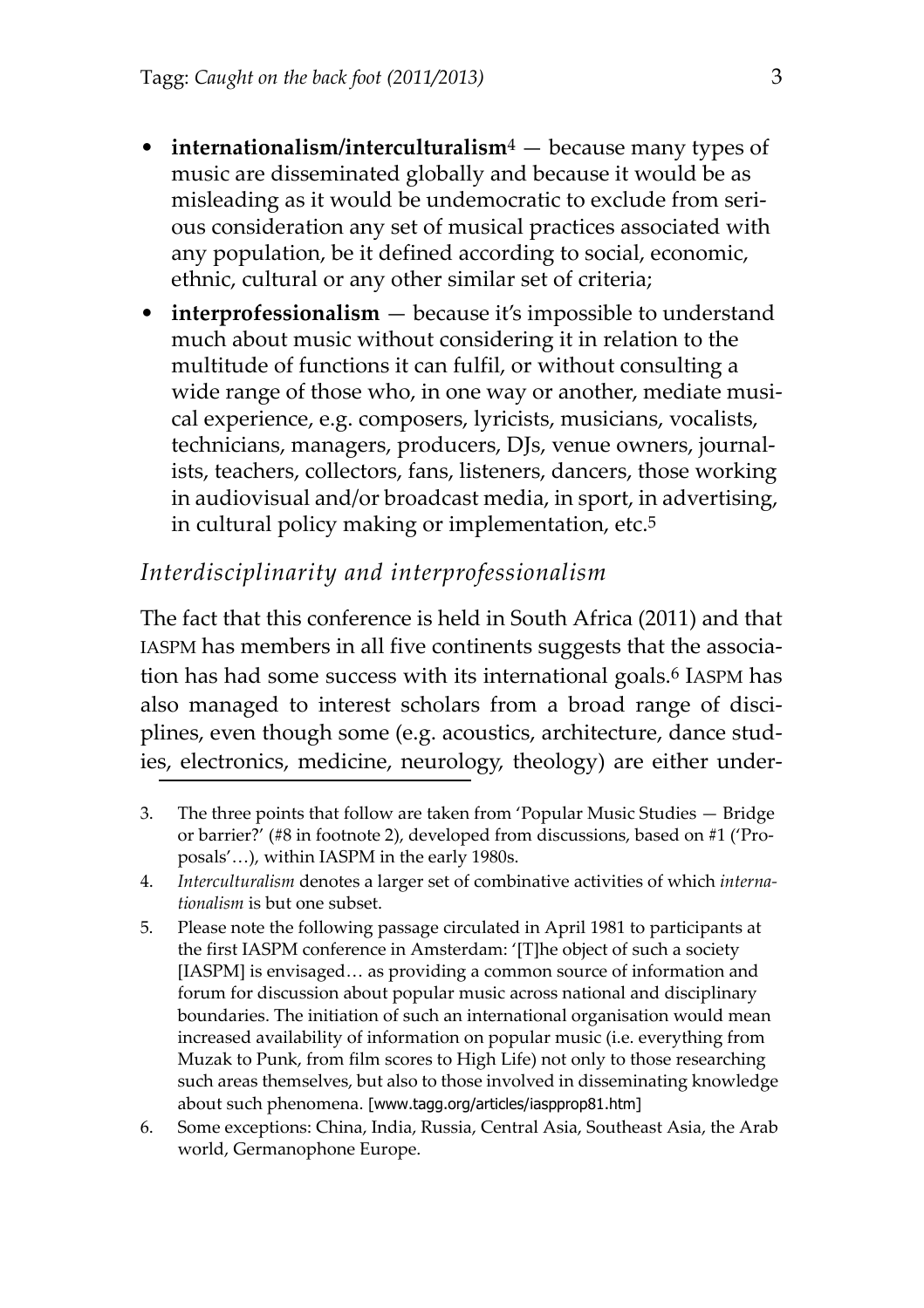- **internationalism/interculturalism**[4] — because many types of music are disseminated globally and because it would be as misleading as it would be undemocratic to exclude from serious consideration any set of musical practices associated with any population, be it defined according to social, economic, ethnic, cultural or any other similar set of criteria;
- **interprofessionalism** — because it's impossible to understand much about music without considering it in relation to the multitude of functions it can fulfil, or without consulting a wide range of those who, in one way or another, mediate musical experience, e.g. composers, lyricists, musicians, vocalists, technicians, managers, producers, DJs, venue owners, journalists, teachers, collectors, fans, listeners, dancers, those working in audiovisual and/or broadcast media, in sport, in advertising, in cultural policy making or implementation, etc.[5]

### *Interdisciplinarity and interprofessionalism*

The fact that this conference is held in South Africa (2011) and that IASPM has members in all five continents suggests that the association has had some success with its international goals.[6] IASPM has also managed to interest scholars from a broad range of disciplines, even though some (e.g. acoustics, architecture, dance studies, electronics, medicine, neurology, theology) are either under-

3. The three points that follow are taken from 'Popular Music Studies — Bridge or barrier?' (#8 in footnote 2), developed from discussions, based on #1 ('Proposals'…), within IASPM in the early 1980s.
4. *Interculturalism* denotes a larger set of combinative activities of which *internationalism* is but one subset.
5. Please note the following passage circulated in April 1981 to participants at the first IASPM conference in Amsterdam: '[T]he object of such a society [IASPM] is envisaged… as providing a common source of information and forum for discussion about popular music across national and disciplinary boundaries. The initiation of such an international organisation would mean increased availability of information on popular music (i.e. everything from Muzak to Punk, from film scores to High Life) not only to those researching such areas themselves, but also to those involved in disseminating knowledge about such phenomena. [www.tagg.org/articles/iaspprop81.htm]
6. Some exceptions: China, India, Russia, Central Asia, Southeast Asia, the Arab world, Germanophone Europe.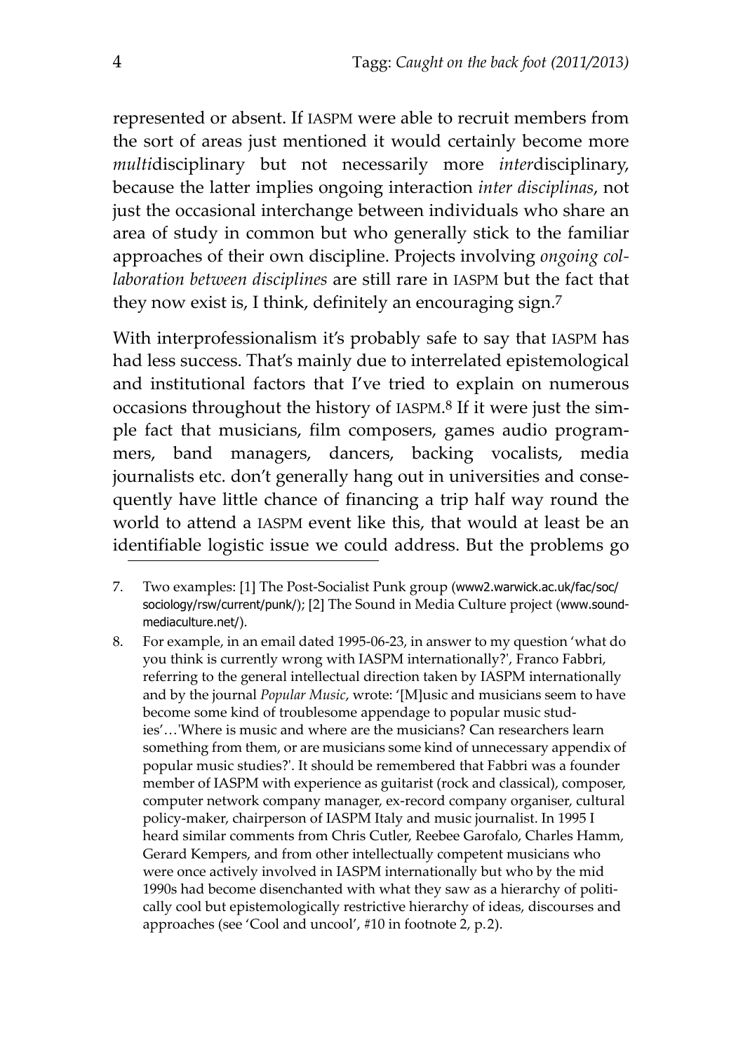represented or absent. If IASPM were able to recruit members from the sort of areas just mentioned it would certainly become more *multi*disciplinary but not necessarily more *inter*disciplinary, because the latter implies ongoing interaction *inter disciplinas*, not just the occasional interchange between individuals who share an area of study in common but who generally stick to the familiar approaches of their own discipline. Projects involving *ongoing collaboration between disciplines* are still rare in IASPM but the fact that they now exist is, I think, definitely an encouraging sign.[7]

With interprofessionalism it's probably safe to say that IASPM has had less success. That's mainly due to interrelated epistemological and institutional factors that I've tried to explain on numerous occasions throughout the history of IASPM.[8] If it were just the simple fact that musicians, film composers, games audio programmers, band managers, dancers, backing vocalists, media journalists etc. don't generally hang out in universities and consequently have little chance of financing a trip half way round the world to attend a IASPM event like this, that would at least be an identifiable logistic issue we could address. But the problems go

7. Two examples: [1] The Post-Socialist Punk group (www2.warwick.ac.uk/fac/soc/sociology/rsw/current/punk/); [2] The Sound in Media Culture project (www.soundmediaculture.net/).

8. For example, in an email dated 1995-06-23, in answer to my question 'what do you think is currently wrong with IASPM internationally?', Franco Fabbri, referring to the general intellectual direction taken by IASPM internationally and by the journal *Popular Music*, wrote: '[M]usic and musicians seem to have become some kind of troublesome appendage to popular music studies'…'Where is music and where are the musicians? Can researchers learn something from them, or are musicians some kind of unnecessary appendix of popular music studies?'. It should be remembered that Fabbri was a founder member of IASPM with experience as guitarist (rock and classical), composer, computer network company manager, ex-record company organiser, cultural policy-maker, chairperson of IASPM Italy and music journalist. In 1995 I heard similar comments from Chris Cutler, Reebee Garofalo, Charles Hamm, Gerard Kempers, and from other intellectually competent musicians who were once actively involved in IASPM internationally but who by the mid 1990s had become disenchanted with what they saw as a hierarchy of politically cool but epistemologically restrictive hierarchy of ideas, discourses and approaches (see 'Cool and uncool', #10 in footnote 2, p.2).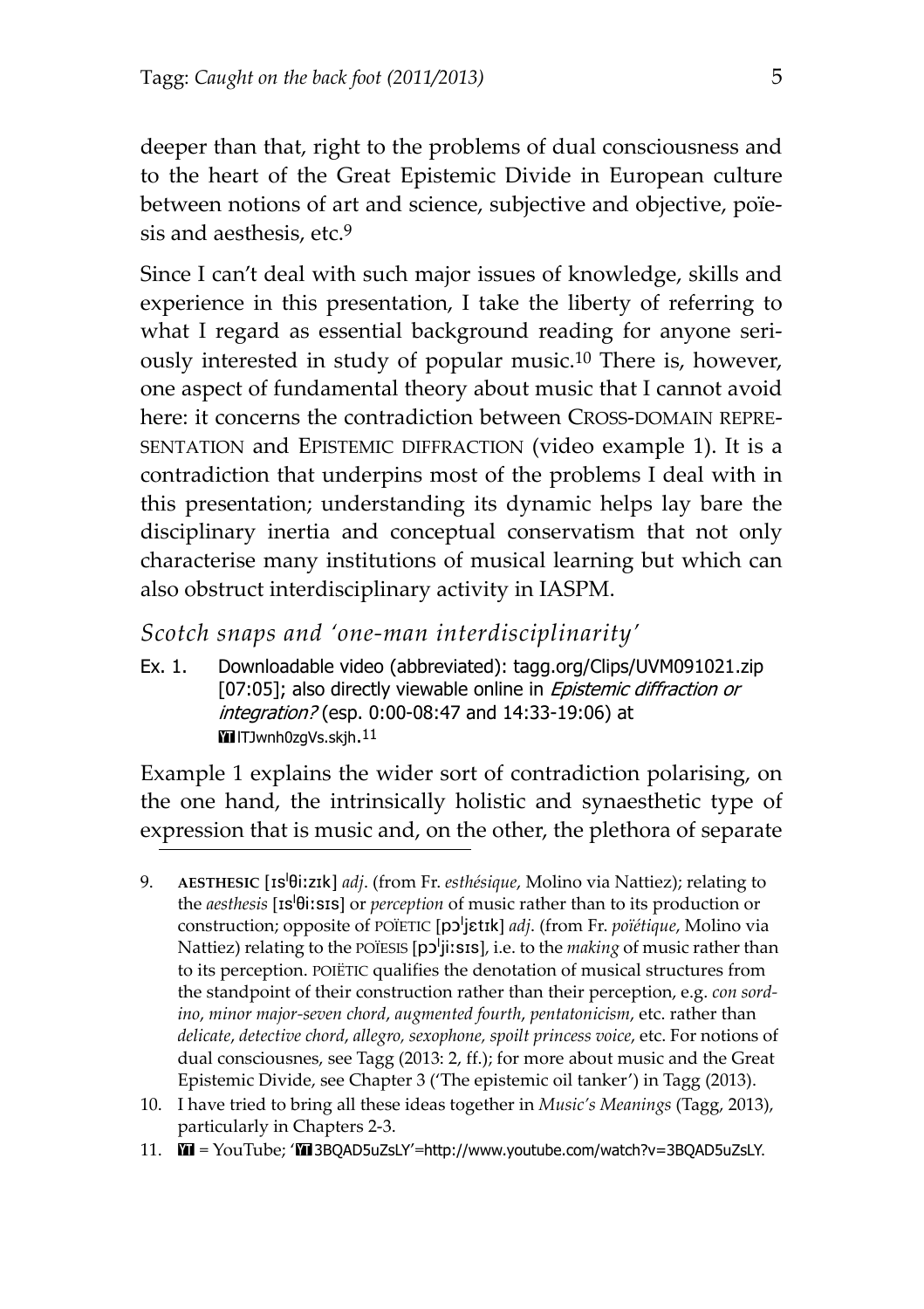deeper than that, right to the problems of dual consciousness and to the heart of the Great Epistemic Divide in European culture between notions of art and science, subjective and objective, poïesis and aesthesis, etc.[9]

Since I can't deal with such major issues of knowledge, skills and experience in this presentation, I take the liberty of referring to what I regard as essential background reading for anyone seriously interested in study of popular music.[10] There is, however, one aspect of fundamental theory about music that I cannot avoid here: it concerns the contradiction between CROSS-DOMAIN REPRESENTATION and EPISTEMIC DIFFRACTION (video example 1). It is a contradiction that underpins most of the problems I deal with in this presentation; understanding its dynamic helps lay bare the disciplinary inertia and conceptual conservatism that not only characterise many institutions of musical learning but which can also obstruct interdisciplinary activity in IASPM.

### *Scotch snaps and 'one-man interdisciplinarity'*

Ex. 1. Downloadable video (abbreviated): tagg.org/Clips/UVM091021.zip [07:05]; also directly viewable online in *Epistemic diffraction or integration?* (esp. 0:00-08:47 and 14:33-19:06) at YT ITJwnh0zgVs.skjh.[11]

Example 1 explains the wider sort of contradiction polarising, on the one hand, the intrinsically holistic and synaesthetic type of expression that is music and, on the other, the plethora of separate

---

9. **AESTHESIC** [ɪsˈθiːzɪk] *adj*. (from Fr. *esthésique*, Molino via Nattiez); relating to the *aesthesis* [ɪsˈθiːsɪs] or *perception* of music rather than to its production or construction; opposite of POÏETIC [pɔˈjɛtɪk] *adj*. (from Fr. *poïétique*, Molino via Nattiez) relating to the POÏESIS [pɔˈjiːsɪs], i.e. to the *making* of music rather than to its perception. POIËTIC qualifies the denotation of musical structures from the standpoint of their construction rather than their perception, e.g. *con sordino*, *minor major-seven chord*, *augmented fourth*, *pentatonicism*, etc. rather than *delicate*, *detective chord*, *allegro*, *sexophone*, *spoilt princess voice*, etc. For notions of dual consciousnes, see Tagg (2013: 2, ff.); for more about music and the Great Epistemic Divide, see Chapter 3 ('The epistemic oil tanker') in Tagg (2013).

10. I have tried to bring all these ideas together in *Music's Meanings* (Tagg, 2013), particularly in Chapters 2-3.

11. YT = YouTube; 'YT 3BQAD5uZsLY'=http://www.youtube.com/watch?v=3BQAD5uZsLY.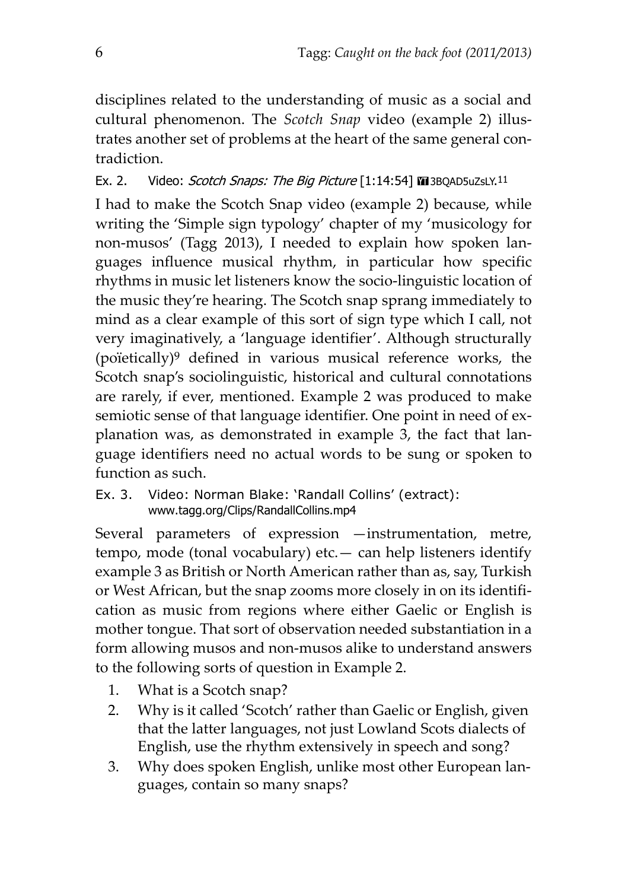disciplines related to the understanding of music as a social and cultural phenomenon. The *Scotch Snap* video (example 2) illustrates another set of problems at the heart of the same general contradiction.

Ex. 2. Video: *Scotch Snaps: The Big Picture* [1:14:54] 3BQAD5uZsLY.[11]

I had to make the Scotch Snap video (example 2) because, while writing the 'Simple sign typology' chapter of my 'musicology for non-musos' (Tagg 2013), I needed to explain how spoken languages influence musical rhythm, in particular how specific rhythms in music let listeners know the socio-linguistic location of the music they're hearing. The Scotch snap sprang immediately to mind as a clear example of this sort of sign type which I call, not very imaginatively, a 'language identifier'. Although structurally (poïetically)[9] defined in various musical reference works, the Scotch snap's sociolinguistic, historical and cultural connotations are rarely, if ever, mentioned. Example 2 was produced to make semiotic sense of that language identifier. One point in need of explanation was, as demonstrated in example 3, the fact that language identifiers need no actual words to be sung or spoken to function as such.

Ex. 3. Video: Norman Blake: 'Randall Collins' (extract): www.tagg.org/Clips/RandallCollins.mp4

Several parameters of expression —instrumentation, metre, tempo, mode (tonal vocabulary) etc.— can help listeners identify example 3 as British or North American rather than as, say, Turkish or West African, but the snap zooms more closely in on its identification as music from regions where either Gaelic or English is mother tongue. That sort of observation needed substantiation in a form allowing musos and non-musos alike to understand answers to the following sorts of question in Example 2.

1. What is a Scotch snap?
2. Why is it called 'Scotch' rather than Gaelic or English, given that the latter languages, not just Lowland Scots dialects of English, use the rhythm extensively in speech and song?
3. Why does spoken English, unlike most other European languages, contain so many snaps?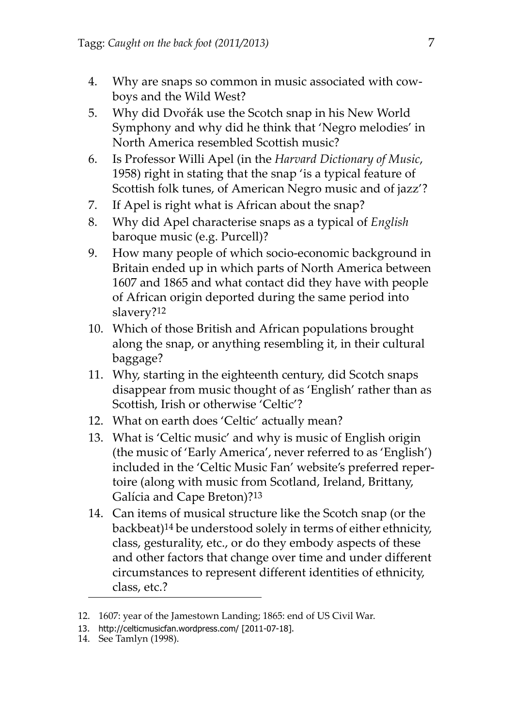4. Why are snaps so common in music associated with cowboys and the Wild West?
5. Why did Dvořák use the Scotch snap in his New World Symphony and why did he think that 'Negro melodies' in North America resembled Scottish music?
6. Is Professor Willi Apel (in the *Harvard Dictionary of Music*, 1958) right in stating that the snap 'is a typical feature of Scottish folk tunes, of American Negro music and of jazz'?
7. If Apel is right what is African about the snap?
8. Why did Apel characterise snaps as a typical of *English* baroque music (e.g. Purcell)?
9. How many people of which socio-economic background in Britain ended up in which parts of North America between 1607 and 1865 and what contact did they have with people of African origin deported during the same period into slavery?[12]
10. Which of those British and African populations brought along the snap, or anything resembling it, in their cultural baggage?
11. Why, starting in the eighteenth century, did Scotch snaps disappear from music thought of as 'English' rather than as Scottish, Irish or otherwise 'Celtic'?
12. What on earth does 'Celtic' actually mean?
13. What is 'Celtic music' and why is music of English origin (the music of 'Early America', never referred to as 'English') included in the 'Celtic Music Fan' website's preferred repertoire (along with music from Scotland, Ireland, Brittany, Galícia and Cape Breton)?[13]
14. Can items of musical structure like the Scotch snap (or the backbeat)[14] be understood solely in terms of either ethnicity, class, gesturality, etc., or do they embody aspects of these and other factors that change over time and under different circumstances to represent different identities of ethnicity, class, etc.?

---

12. 1607: year of the Jamestown Landing; 1865: end of US Civil War.
13. http://celticmusicfan.wordpress.com/ [2011-07-18].
14. See Tamlyn (1998).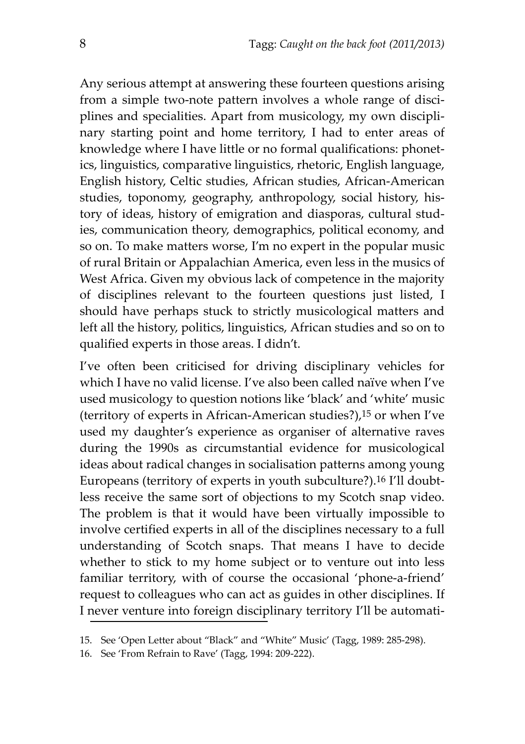Any serious attempt at answering these fourteen questions arising from a simple two-note pattern involves a whole range of disciplines and specialities. Apart from musicology, my own disciplinary starting point and home territory, I had to enter areas of knowledge where I have little or no formal qualifications: phonetics, linguistics, comparative linguistics, rhetoric, English language, English history, Celtic studies, African studies, African-American studies, toponomy, geography, anthropology, social history, history of ideas, history of emigration and diasporas, cultural studies, communication theory, demographics, political economy, and so on. To make matters worse, I'm no expert in the popular music of rural Britain or Appalachian America, even less in the musics of West Africa. Given my obvious lack of competence in the majority of disciplines relevant to the fourteen questions just listed, I should have perhaps stuck to strictly musicological matters and left all the history, politics, linguistics, African studies and so on to qualified experts in those areas. I didn't.

I've often been criticised for driving disciplinary vehicles for which I have no valid license. I've also been called naïve when I've used musicology to question notions like 'black' and 'white' music (territory of experts in African-American studies?),[15] or when I've used my daughter's experience as organiser of alternative raves during the 1990s as circumstantial evidence for musicological ideas about radical changes in socialisation patterns among young Europeans (territory of experts in youth subculture?).[16] I'll doubtless receive the same sort of objections to my Scotch snap video. The problem is that it would have been virtually impossible to involve certified experts in all of the disciplines necessary to a full understanding of Scotch snaps. That means I have to decide whether to stick to my home subject or to venture out into less familiar territory, with of course the occasional 'phone-a-friend' request to colleagues who can act as guides in other disciplines. If I never venture into foreign disciplinary territory I'll be automati-

15. See 'Open Letter about "Black" and "White" Music' (Tagg, 1989: 285-298).

16. See 'From Refrain to Rave' (Tagg, 1994: 209-222).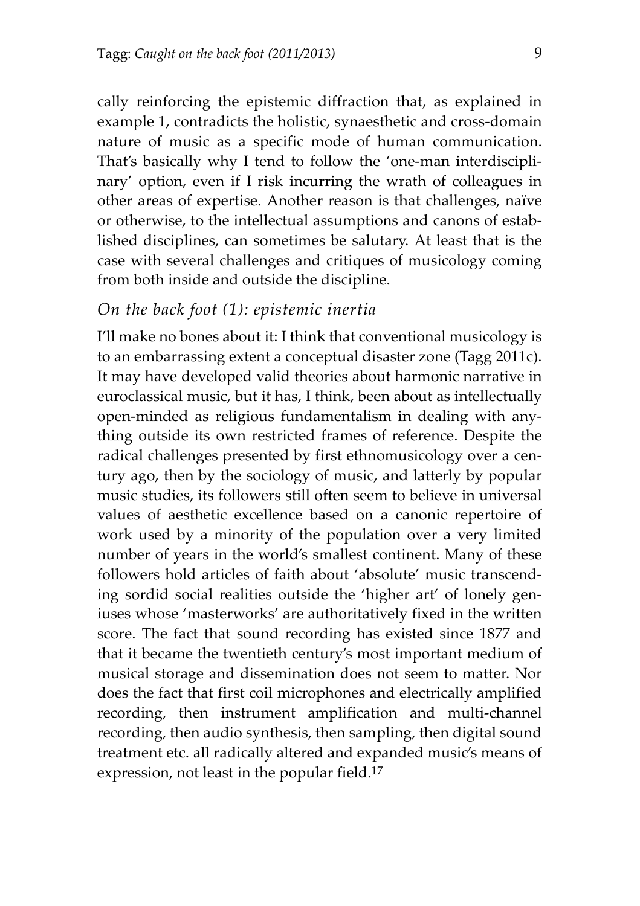cally reinforcing the epistemic diffraction that, as explained in example 1, contradicts the holistic, synaesthetic and cross-domain nature of music as a specific mode of human communication. That's basically why I tend to follow the 'one-man interdisciplinary' option, even if I risk incurring the wrath of colleagues in other areas of expertise. Another reason is that challenges, naïve or otherwise, to the intellectual assumptions and canons of established disciplines, can sometimes be salutary. At least that is the case with several challenges and critiques of musicology coming from both inside and outside the discipline.

### *On the back foot (1): epistemic inertia*

I'll make no bones about it: I think that conventional musicology is to an embarrassing extent a conceptual disaster zone (Tagg 2011c). It may have developed valid theories about harmonic narrative in euroclassical music, but it has, I think, been about as intellectually open-minded as religious fundamentalism in dealing with anything outside its own restricted frames of reference. Despite the radical challenges presented by first ethnomusicology over a century ago, then by the sociology of music, and latterly by popular music studies, its followers still often seem to believe in universal values of aesthetic excellence based on a canonic repertoire of work used by a minority of the population over a very limited number of years in the world's smallest continent. Many of these followers hold articles of faith about 'absolute' music transcending sordid social realities outside the 'higher art' of lonely geniuses whose 'masterworks' are authoritatively fixed in the written score. The fact that sound recording has existed since 1877 and that it became the twentieth century's most important medium of musical storage and dissemination does not seem to matter. Nor does the fact that first coil microphones and electrically amplified recording, then instrument amplification and multi-channel recording, then audio synthesis, then sampling, then digital sound treatment etc. all radically altered and expanded music's means of expression, not least in the popular field.[17]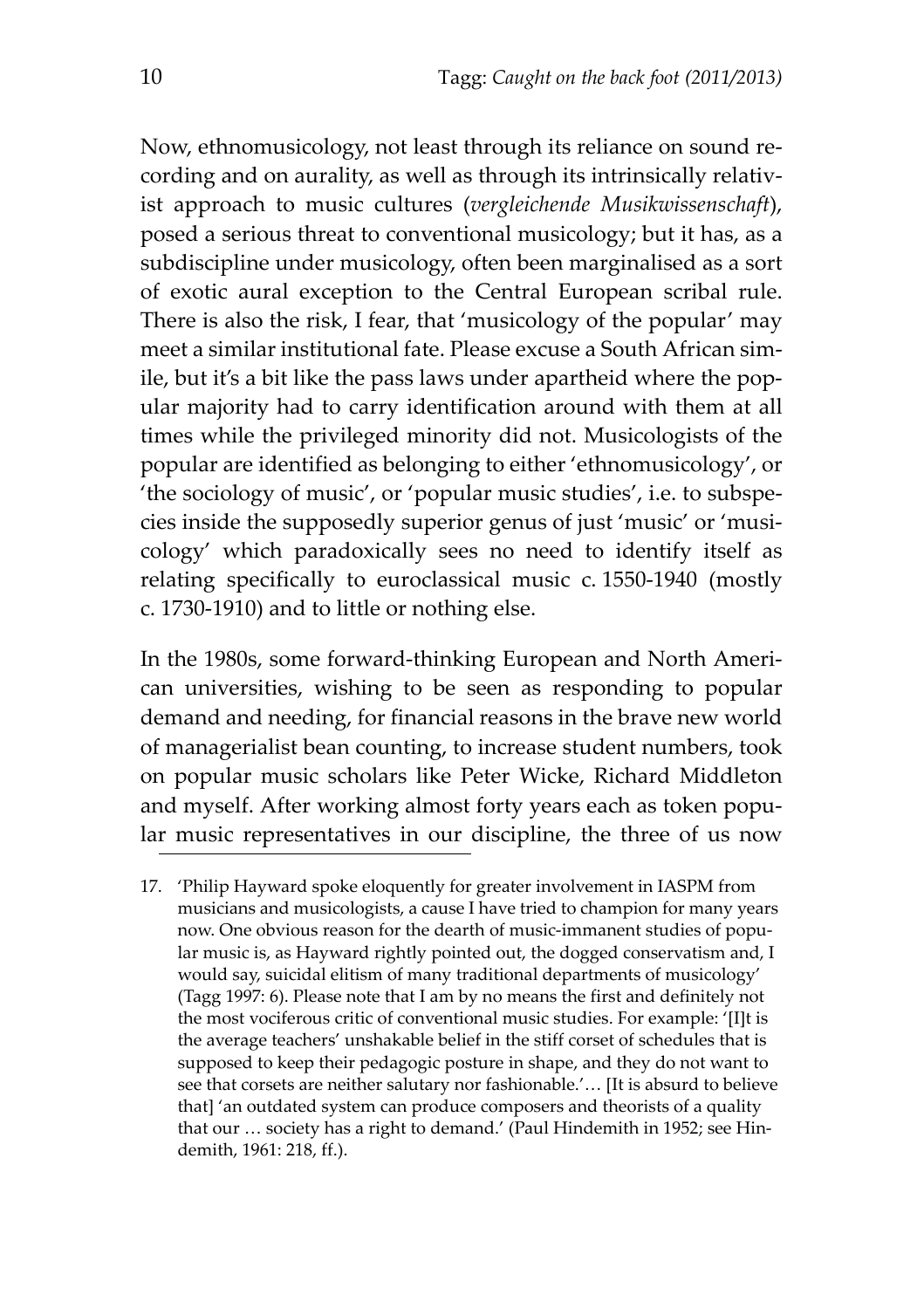Now, ethnomusicology, not least through its reliance on sound recording and on aurality, as well as through its intrinsically relativist approach to music cultures (*vergleichende Musikwissenschaft*), posed a serious threat to conventional musicology; but it has, as a subdiscipline under musicology, often been marginalised as a sort of exotic aural exception to the Central European scribal rule. There is also the risk, I fear, that 'musicology of the popular' may meet a similar institutional fate. Please excuse a South African simile, but it's a bit like the pass laws under apartheid where the popular majority had to carry identification around with them at all times while the privileged minority did not. Musicologists of the popular are identified as belonging to either 'ethnomusicology', or 'the sociology of music', or 'popular music studies', i.e. to subspecies inside the supposedly superior genus of just 'music' or 'musicology' which paradoxically sees no need to identify itself as relating specifically to euroclassical music c. 1550-1940 (mostly c. 1730-1910) and to little or nothing else.

In the 1980s, some forward-thinking European and North American universities, wishing to be seen as responding to popular demand and needing, for financial reasons in the brave new world of managerialist bean counting, to increase student numbers, took on popular music scholars like Peter Wicke, Richard Middleton and myself. After working almost forty years each as token popular music representatives in our discipline, the three of us now

17. 'Philip Hayward spoke eloquently for greater involvement in IASPM from musicians and musicologists, a cause I have tried to champion for many years now. One obvious reason for the dearth of music-immanent studies of popular music is, as Hayward rightly pointed out, the dogged conservatism and, I would say, suicidal elitism of many traditional departments of musicology' (Tagg 1997: 6). Please note that I am by no means the first and definitely not the most vociferous critic of conventional music studies. For example: '[I]t is the average teachers' unshakable belief in the stiff corset of schedules that is supposed to keep their pedagogic posture in shape, and they do not want to see that corsets are neither salutary nor fashionable.'… [It is absurd to believe that] 'an outdated system can produce composers and theorists of a quality that our … society has a right to demand.' (Paul Hindemith in 1952; see Hindemith, 1961: 218, ff.).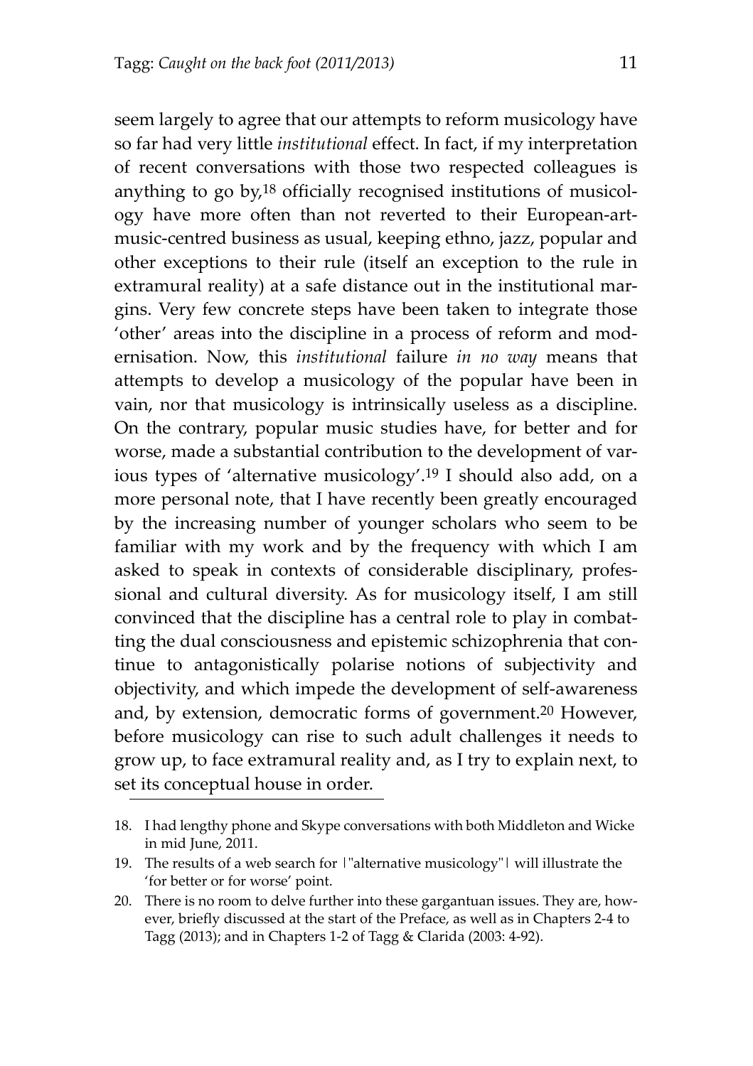seem largely to agree that our attempts to reform musicology have so far had very little *institutional* effect. In fact, if my interpretation of recent conversations with those two respected colleagues is anything to go by,[18] officially recognised institutions of musicology have more often than not reverted to their European-art-music-centred business as usual, keeping ethno, jazz, popular and other exceptions to their rule (itself an exception to the rule in extramural reality) at a safe distance out in the institutional margins. Very few concrete steps have been taken to integrate those 'other' areas into the discipline in a process of reform and modernisation. Now, this *institutional* failure *in no way* means that attempts to develop a musicology of the popular have been in vain, nor that musicology is intrinsically useless as a discipline. On the contrary, popular music studies have, for better and for worse, made a substantial contribution to the development of various types of 'alternative musicology'.[19] I should also add, on a more personal note, that I have recently been greatly encouraged by the increasing number of younger scholars who seem to be familiar with my work and by the frequency with which I am asked to speak in contexts of considerable disciplinary, professional and cultural diversity. As for musicology itself, I am still convinced that the discipline has a central role to play in combatting the dual consciousness and epistemic schizophrenia that continue to antagonistically polarise notions of subjectivity and objectivity, and which impede the development of self-awareness and, by extension, democratic forms of government.[20] However, before musicology can rise to such adult challenges it needs to grow up, to face extramural reality and, as I try to explain next, to set its conceptual house in order.

---

18. I had lengthy phone and Skype conversations with both Middleton and Wicke in mid June, 2011.
19. The results of a web search for |"alternative musicology"| will illustrate the 'for better or for worse' point.
20. There is no room to delve further into these gargantuan issues. They are, however, briefly discussed at the start of the Preface, as well as in Chapters 2-4 to Tagg (2013); and in Chapters 1-2 of Tagg & Clarida (2003: 4-92).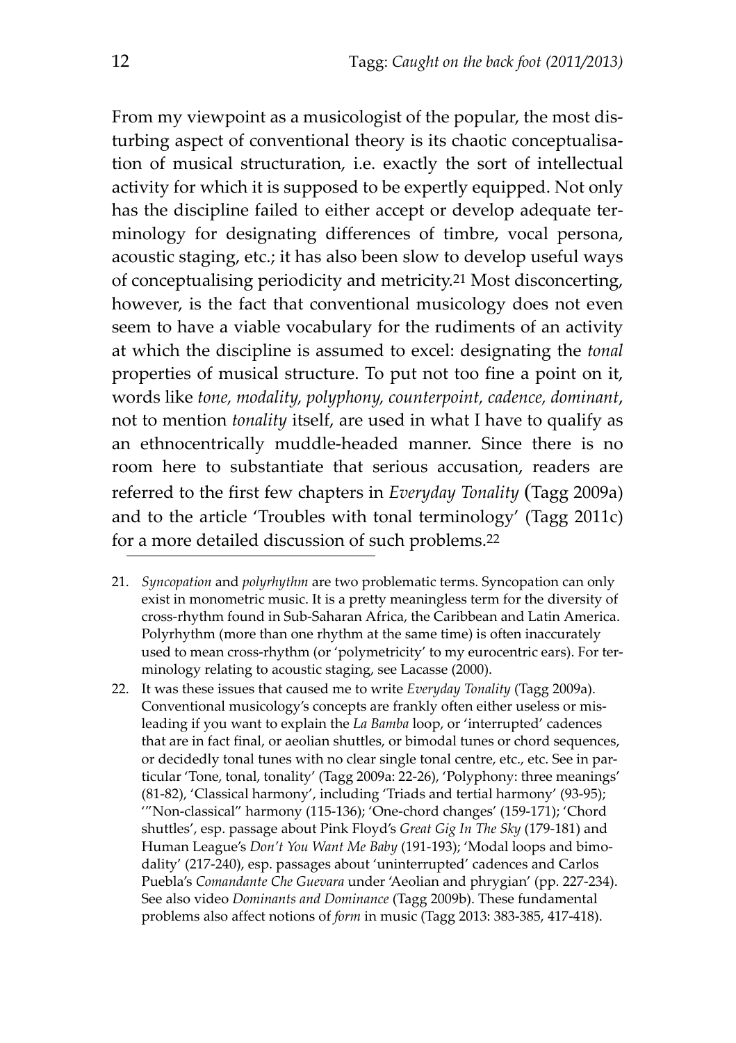From my viewpoint as a musicologist of the popular, the most disturbing aspect of conventional theory is its chaotic conceptualisation of musical structuration, i.e. exactly the sort of intellectual activity for which it is supposed to be expertly equipped. Not only has the discipline failed to either accept or develop adequate terminology for designating differences of timbre, vocal persona, acoustic staging, etc.; it has also been slow to develop useful ways of conceptualising periodicity and metricity.[21] Most disconcerting, however, is the fact that conventional musicology does not even seem to have a viable vocabulary for the rudiments of an activity at which the discipline is assumed to excel: designating the *tonal* properties of musical structure. To put not too fine a point on it, words like *tone, modality, polyphony, counterpoint, cadence, dominant*, not to mention *tonality* itself, are used in what I have to qualify as an ethnocentrically muddle-headed manner. Since there is no room here to substantiate that serious accusation, readers are referred to the first few chapters in *Everyday Tonality* (Tagg 2009a) and to the article 'Troubles with tonal terminology' (Tagg 2011c) for a more detailed discussion of such problems.[22]

---

21. *Syncopation* and *polyrhythm* are two problematic terms. Syncopation can only exist in monometric music. It is a pretty meaningless term for the diversity of cross-rhythm found in Sub-Saharan Africa, the Caribbean and Latin America. Polyrhythm (more than one rhythm at the same time) is often inaccurately used to mean cross-rhythm (or 'polymetricity' to my eurocentric ears). For terminology relating to acoustic staging, see Lacasse (2000).

22. It was these issues that caused me to write *Everyday Tonality* (Tagg 2009a). Conventional musicology's concepts are frankly often either useless or misleading if you want to explain the *La Bamba* loop, or 'interrupted' cadences that are in fact final, or aeolian shuttles, or bimodal tunes or chord sequences, or decidedly tonal tunes with no clear single tonal centre, etc., etc. See in particular 'Tone, tonal, tonality' (Tagg 2009a: 22-26), 'Polyphony: three meanings' (81-82), 'Classical harmony', including 'Triads and tertial harmony' (93-95); '"Non-classical" harmony (115-136); 'One-chord changes' (159-171); 'Chord shuttles', esp. passage about Pink Floyd's *Great Gig In The Sky* (179-181) and Human League's *Don't You Want Me Baby* (191-193); 'Modal loops and bimodality' (217-240), esp. passages about 'uninterrupted' cadences and Carlos Puebla's *Comandante Che Guevara* under 'Aeolian and phrygian' (pp. 227-234). See also video *Dominants and Dominance* (Tagg 2009b). These fundamental problems also affect notions of *form* in music (Tagg 2013: 383-385, 417-418).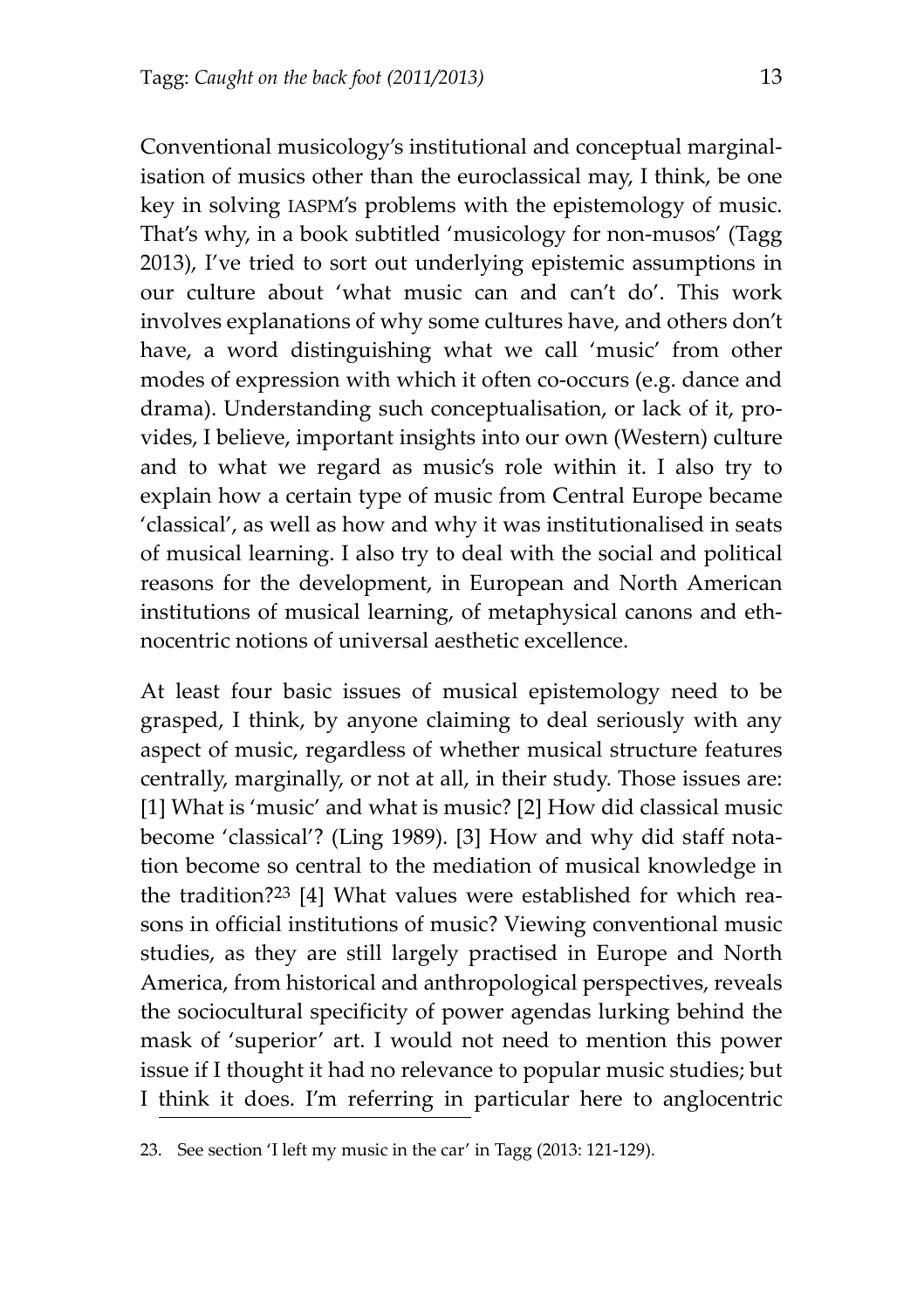Conventional musicology's institutional and conceptual marginalisation of musics other than the euroclassical may, I think, be one key in solving IASPM's problems with the epistemology of music. That's why, in a book subtitled 'musicology for non-musos' (Tagg 2013), I've tried to sort out underlying epistemic assumptions in our culture about 'what music can and can't do'. This work involves explanations of why some cultures have, and others don't have, a word distinguishing what we call 'music' from other modes of expression with which it often co-occurs (e.g. dance and drama). Understanding such conceptualisation, or lack of it, provides, I believe, important insights into our own (Western) culture and to what we regard as music's role within it. I also try to explain how a certain type of music from Central Europe became 'classical', as well as how and why it was institutionalised in seats of musical learning. I also try to deal with the social and political reasons for the development, in European and North American institutions of musical learning, of metaphysical canons and ethnocentric notions of universal aesthetic excellence.

At least four basic issues of musical epistemology need to be grasped, I think, by anyone claiming to deal seriously with any aspect of music, regardless of whether musical structure features centrally, marginally, or not at all, in their study. Those issues are: [1] What is 'music' and what is music? [2] How did classical music become 'classical'? (Ling 1989). [3] How and why did staff notation become so central to the mediation of musical knowledge in the tradition?[23] [4] What values were established for which reasons in official institutions of music? Viewing conventional music studies, as they are still largely practised in Europe and North America, from historical and anthropological perspectives, reveals the sociocultural specificity of power agendas lurking behind the mask of 'superior' art. I would not need to mention this power issue if I thought it had no relevance to popular music studies; but I think it does. I'm referring in particular here to anglocentric

23. See section 'I left my music in the car' in Tagg (2013: 121-129).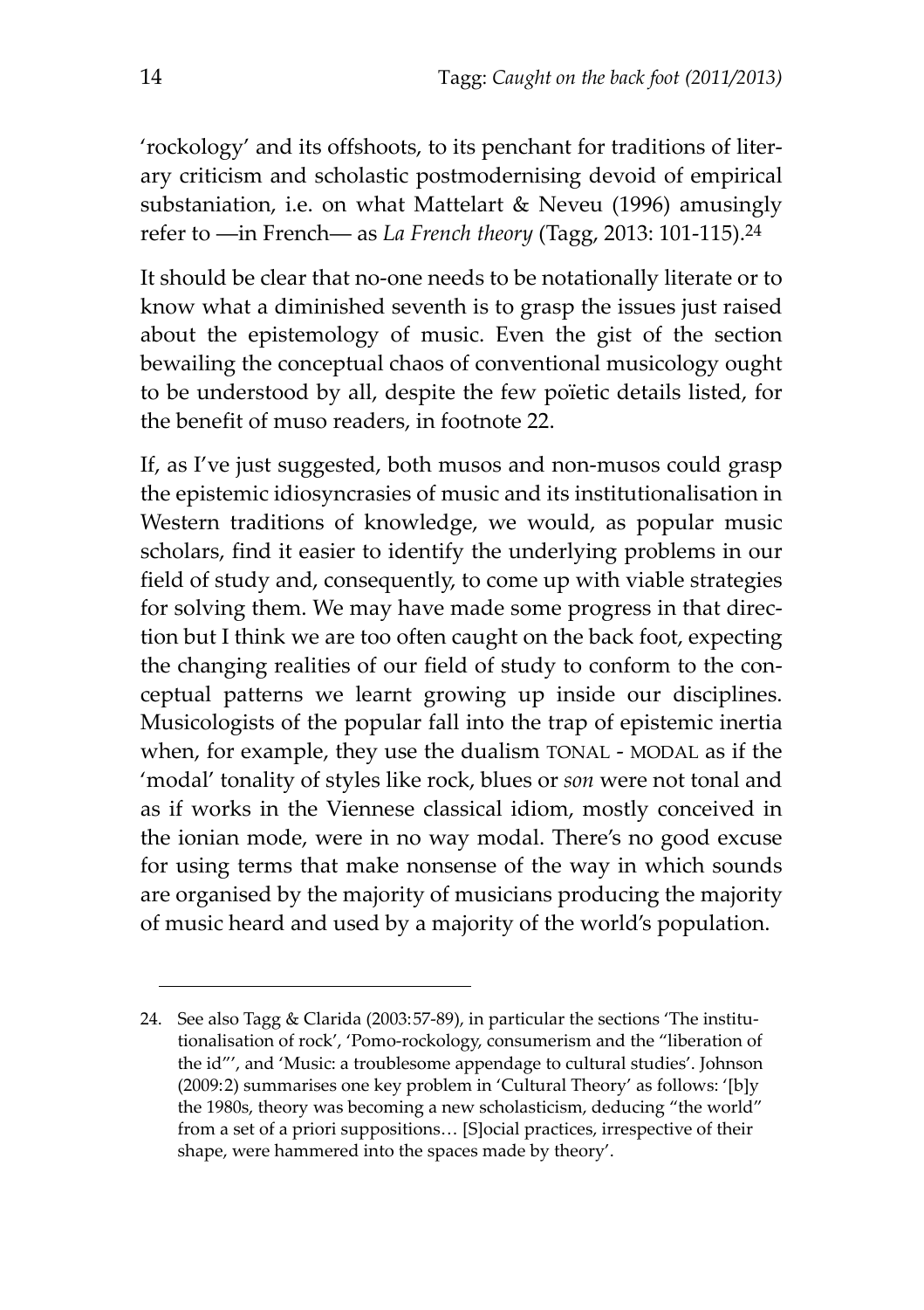'rockology' and its offshoots, to its penchant for traditions of literary criticism and scholastic postmodernising devoid of empirical substaniation, i.e. on what Mattelart & Neveu (1996) amusingly refer to —in French— as *La French theory* (Tagg, 2013: 101-115).[24]

It should be clear that no-one needs to be notationally literate or to know what a diminished seventh is to grasp the issues just raised about the epistemology of music. Even the gist of the section bewailing the conceptual chaos of conventional musicology ought to be understood by all, despite the few poïetic details listed, for the benefit of muso readers, in footnote 22.

If, as I've just suggested, both musos and non-musos could grasp the epistemic idiosyncrasies of music and its institutionalisation in Western traditions of knowledge, we would, as popular music scholars, find it easier to identify the underlying problems in our field of study and, consequently, to come up with viable strategies for solving them. We may have made some progress in that direction but I think we are too often caught on the back foot, expecting the changing realities of our field of study to conform to the conceptual patterns we learnt growing up inside our disciplines. Musicologists of the popular fall into the trap of epistemic inertia when, for example, they use the dualism TONAL - MODAL as if the 'modal' tonality of styles like rock, blues or *son* were not tonal and as if works in the Viennese classical idiom, mostly conceived in the ionian mode, were in no way modal. There's no good excuse for using terms that make nonsense of the way in which sounds are organised by the majority of musicians producing the majority of music heard and used by a majority of the world's population.

---

24. See also Tagg & Clarida (2003:57-89), in particular the sections 'The institutionalisation of rock', 'Pomo-rockology, consumerism and the "liberation of the id"', and 'Music: a troublesome appendage to cultural studies'. Johnson (2009:2) summarises one key problem in 'Cultural Theory' as follows: '[b]y the 1980s, theory was becoming a new scholasticism, deducing "the world" from a set of a priori suppositions… [S]ocial practices, irrespective of their shape, were hammered into the spaces made by theory'.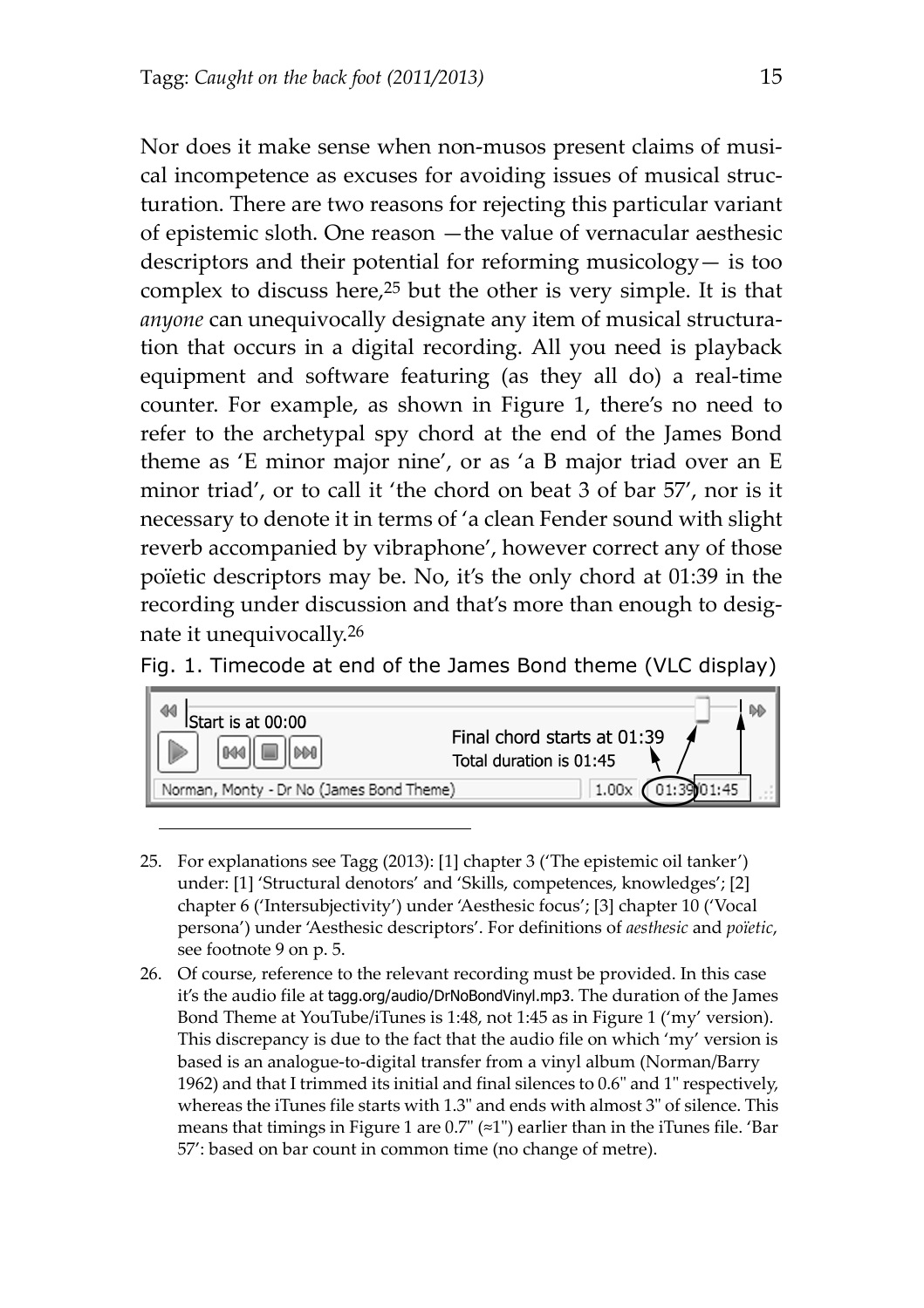Nor does it make sense when non-musos present claims of musical incompetence as excuses for avoiding issues of musical structuration. There are two reasons for rejecting this particular variant of epistemic sloth. One reason —the value of vernacular aesthesic descriptors and their potential for reforming musicology— is too complex to discuss here,[25] but the other is very simple. It is that *anyone* can unequivocally designate any item of musical structuration that occurs in a digital recording. All you need is playback equipment and software featuring (as they all do) a real-time counter. For example, as shown in Figure 1, there's no need to refer to the archetypal spy chord at the end of the James Bond theme as 'E minor major nine', or as 'a B major triad over an E minor triad', or to call it 'the chord on beat 3 of bar 57', nor is it necessary to denote it in terms of 'a clean Fender sound with slight reverb accompanied by vibraphone', however correct any of those poïetic descriptors may be. No, it's the only chord at 01:39 in the recording under discussion and that's more than enough to designate it unequivocally.[26]

Fig. 1. Timecode at end of the James Bond theme (VLC display)

Start is at 00:00

Final chord starts at 01:39

Total duration is 01:45

Norman, Monty - Dr No (James Bond Theme) 1.00x 01:39 01:45

25. For explanations see Tagg (2013): [1] chapter 3 ('The epistemic oil tanker') under: [1] 'Structural denotors' and 'Skills, competences, knowledges'; [2] chapter 6 ('Intersubjectivity') under 'Aesthesic focus'; [3] chapter 10 ('Vocal persona') under 'Aesthesic descriptors'. For definitions of *aesthesic* and *poïetic*, see footnote 9 on p. 5.

26. Of course, reference to the relevant recording must be provided. In this case it's the audio file at tagg.org/audio/DrNoBondVinyl.mp3. The duration of the James Bond Theme at YouTube/iTunes is 1:48, not 1:45 as in Figure 1 ('my' version). This discrepancy is due to the fact that the audio file on which 'my' version is based is an analogue-to-digital transfer from a vinyl album (Norman/Barry 1962) and that I trimmed its initial and final silences to 0.6" and 1" respectively, whereas the iTunes file starts with 1.3" and ends with almost 3" of silence. This means that timings in Figure 1 are 0.7" (≈1") earlier than in the iTunes file. 'Bar 57': based on bar count in common time (no change of metre).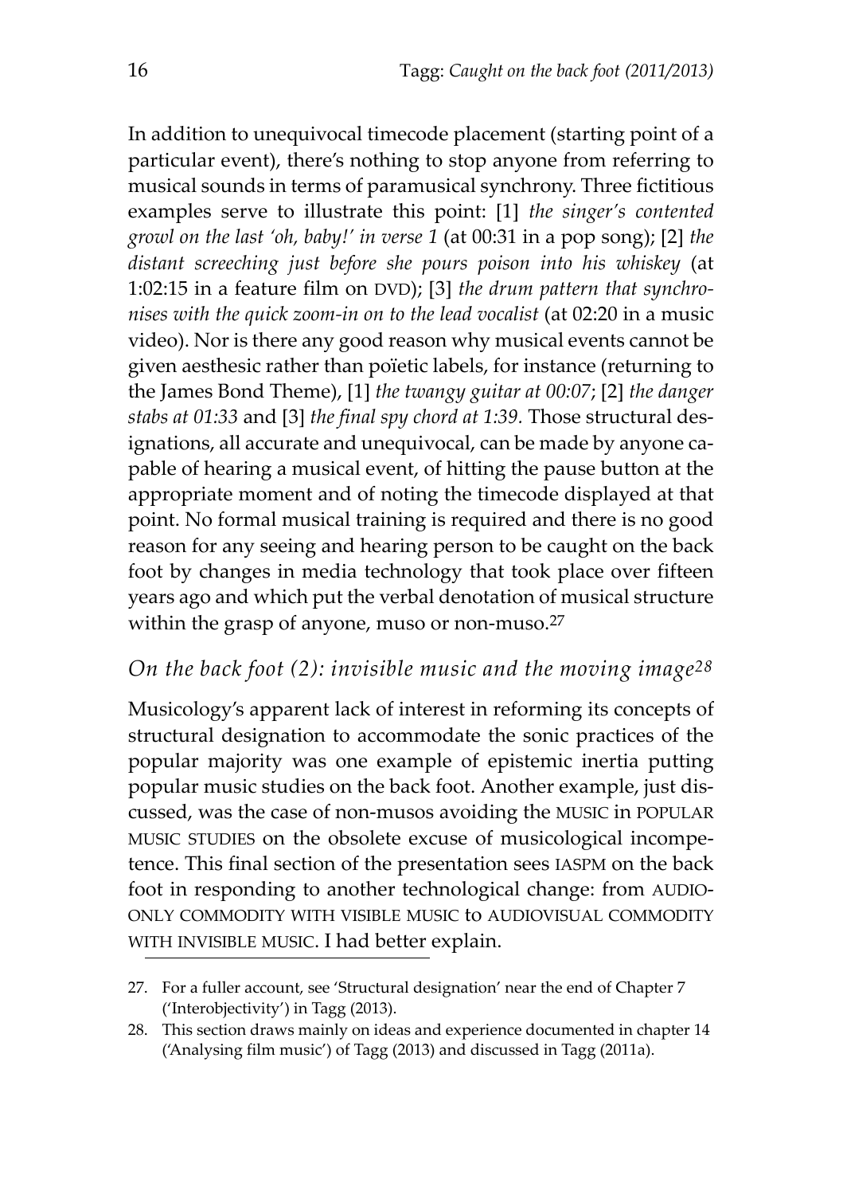In addition to unequivocal timecode placement (starting point of a particular event), there's nothing to stop anyone from referring to musical sounds in terms of paramusical synchrony. Three fictitious examples serve to illustrate this point: [1] *the singer's contented growl on the last 'oh, baby!' in verse 1* (at 00:31 in a pop song); [2] *the distant screeching just before she pours poison into his whiskey* (at 1:02:15 in a feature film on DVD); [3] *the drum pattern that synchronises with the quick zoom-in on to the lead vocalist* (at 02:20 in a music video). Nor is there any good reason why musical events cannot be given aesthesic rather than poïetic labels, for instance (returning to the James Bond Theme), [1] *the twangy guitar at 00:07*; [2] *the danger stabs at 01:33* and [3] *the final spy chord at 1:39*. Those structural designations, all accurate and unequivocal, can be made by anyone capable of hearing a musical event, of hitting the pause button at the appropriate moment and of noting the timecode displayed at that point. No formal musical training is required and there is no good reason for any seeing and hearing person to be caught on the back foot by changes in media technology that took place over fifteen years ago and which put the verbal denotation of musical structure within the grasp of anyone, muso or non-muso.[27]

### *On the back foot (2): invisible music and the moving image*[28]

Musicology's apparent lack of interest in reforming its concepts of structural designation to accommodate the sonic practices of the popular majority was one example of epistemic inertia putting popular music studies on the back foot. Another example, just discussed, was the case of non-musos avoiding the MUSIC in POPULAR MUSIC STUDIES on the obsolete excuse of musicological incompetence. This final section of the presentation sees IASPM on the back foot in responding to another technological change: from AUDIO-ONLY COMMODITY WITH VISIBLE MUSIC to AUDIOVISUAL COMMODITY WITH INVISIBLE MUSIC. I had better explain.

---

27. For a fuller account, see 'Structural designation' near the end of Chapter 7 ('Interobjectivity') in Tagg (2013).
28. This section draws mainly on ideas and experience documented in chapter 14 ('Analysing film music') of Tagg (2013) and discussed in Tagg (2011a).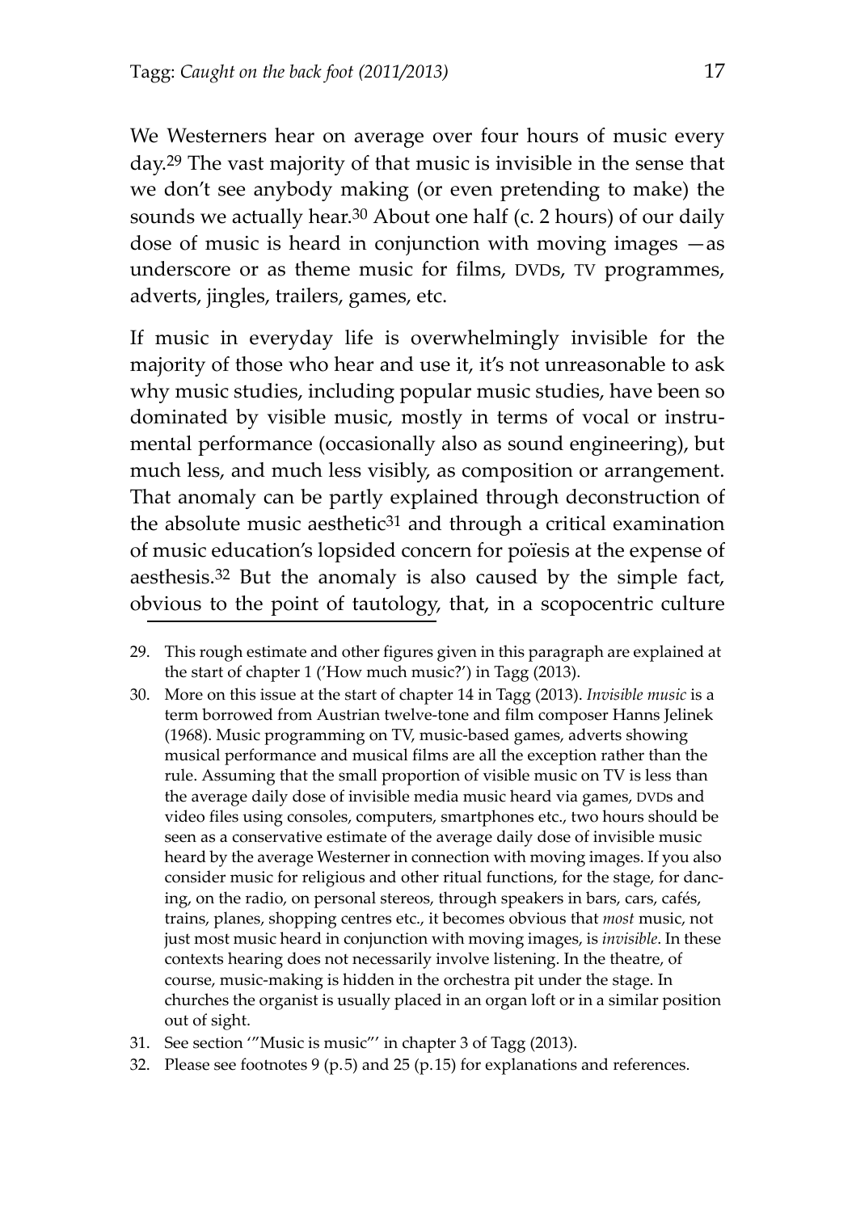We Westerners hear on average over four hours of music every day.[29] The vast majority of that music is invisible in the sense that we don't see anybody making (or even pretending to make) the sounds we actually hear.[30] About one half (c. 2 hours) of our daily dose of music is heard in conjunction with moving images —as underscore or as theme music for films, DVDs, TV programmes, adverts, jingles, trailers, games, etc.

If music in everyday life is overwhelmingly invisible for the majority of those who hear and use it, it's not unreasonable to ask why music studies, including popular music studies, have been so dominated by visible music, mostly in terms of vocal or instrumental performance (occasionally also as sound engineering), but much less, and much less visibly, as composition or arrangement. That anomaly can be partly explained through deconstruction of the absolute music aesthetic[31] and through a critical examination of music education's lopsided concern for poïesis at the expense of aesthesis.[32] But the anomaly is also caused by the simple fact, obvious to the point of tautology, that, in a scopocentric culture

---

29. This rough estimate and other figures given in this paragraph are explained at the start of chapter 1 ('How much music?') in Tagg (2013).
30. More on this issue at the start of chapter 14 in Tagg (2013). *Invisible music* is a term borrowed from Austrian twelve-tone and film composer Hanns Jelinek (1968). Music programming on TV, music-based games, adverts showing musical performance and musical films are all the exception rather than the rule. Assuming that the small proportion of visible music on TV is less than the average daily dose of invisible media music heard via games, DVDs and video files using consoles, computers, smartphones etc., two hours should be seen as a conservative estimate of the average daily dose of invisible music heard by the average Westerner in connection with moving images. If you also consider music for religious and other ritual functions, for the stage, for dancing, on the radio, on personal stereos, through speakers in bars, cars, cafés, trains, planes, shopping centres etc., it becomes obvious that *most* music, not just most music heard in conjunction with moving images, is *invisible*. In these contexts hearing does not necessarily involve listening. In the theatre, of course, music-making is hidden in the orchestra pit under the stage. In churches the organist is usually placed in an organ loft or in a similar position out of sight.
31. See section '"Music is music"' in chapter 3 of Tagg (2013).
32. Please see footnotes 9 (p.5) and 25 (p.15) for explanations and references.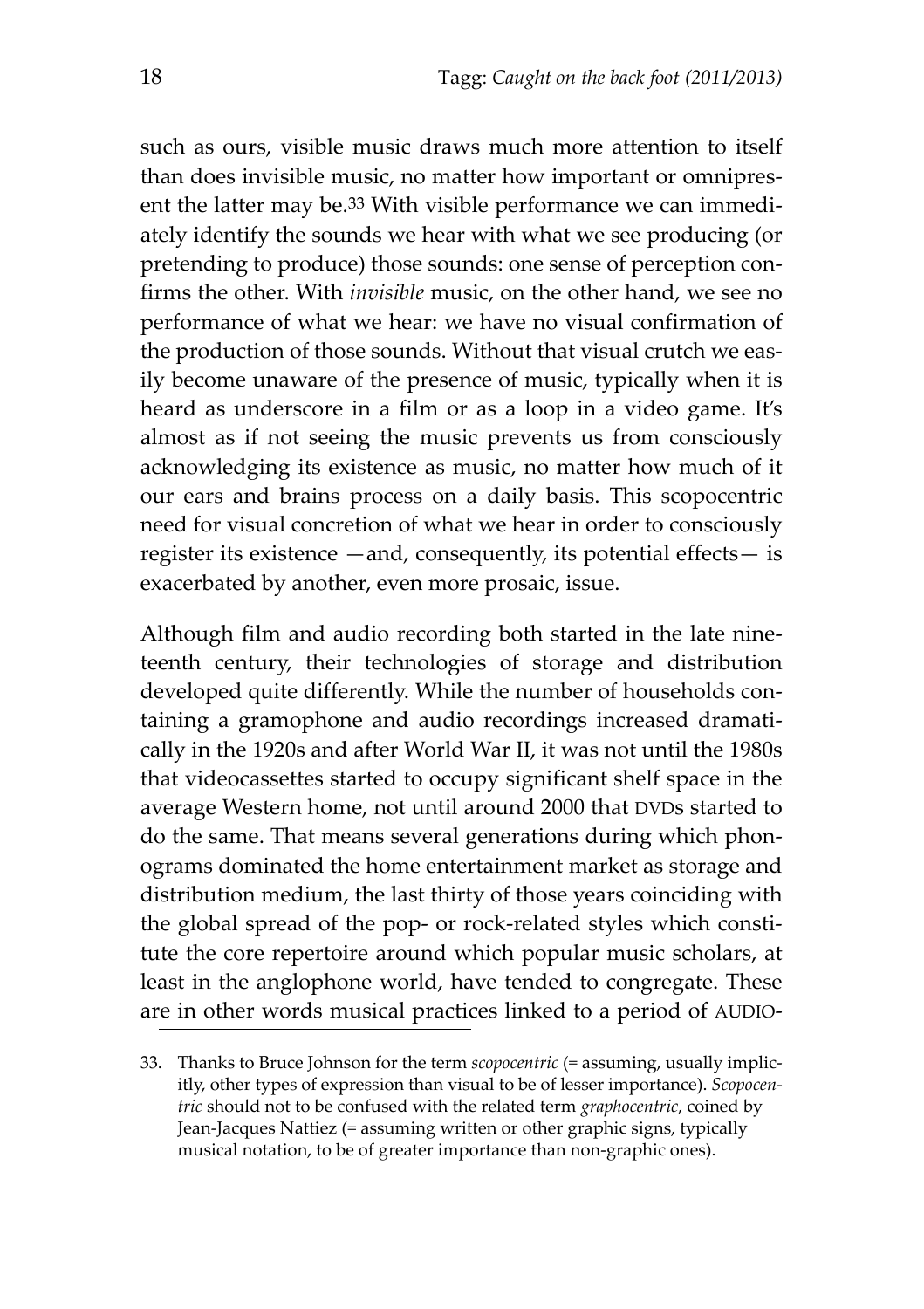such as ours, visible music draws much more attention to itself than does invisible music, no matter how important or omnipresent the latter may be.[33] With visible performance we can immediately identify the sounds we hear with what we see producing (or pretending to produce) those sounds: one sense of perception confirms the other. With *invisible* music, on the other hand, we see no performance of what we hear: we have no visual confirmation of the production of those sounds. Without that visual crutch we easily become unaware of the presence of music, typically when it is heard as underscore in a film or as a loop in a video game. It's almost as if not seeing the music prevents us from consciously acknowledging its existence as music, no matter how much of it our ears and brains process on a daily basis. This scopocentric need for visual concretion of what we hear in order to consciously register its existence —and, consequently, its potential effects— is exacerbated by another, even more prosaic, issue.

Although film and audio recording both started in the late nineteenth century, their technologies of storage and distribution developed quite differently. While the number of households containing a gramophone and audio recordings increased dramatically in the 1920s and after World War II, it was not until the 1980s that videocassettes started to occupy significant shelf space in the average Western home, not until around 2000 that DVDs started to do the same. That means several generations during which phonograms dominated the home entertainment market as storage and distribution medium, the last thirty of those years coinciding with the global spread of the pop- or rock-related styles which constitute the core repertoire around which popular music scholars, at least in the anglophone world, have tended to congregate. These are in other words musical practices linked to a period of AUDIO-

33. Thanks to Bruce Johnson for the term *scopocentric* (= assuming, usually implicitly, other types of expression than visual to be of lesser importance). *Scopocentric* should not to be confused with the related term *graphocentric*, coined by Jean-Jacques Nattiez (= assuming written or other graphic signs, typically musical notation, to be of greater importance than non-graphic ones).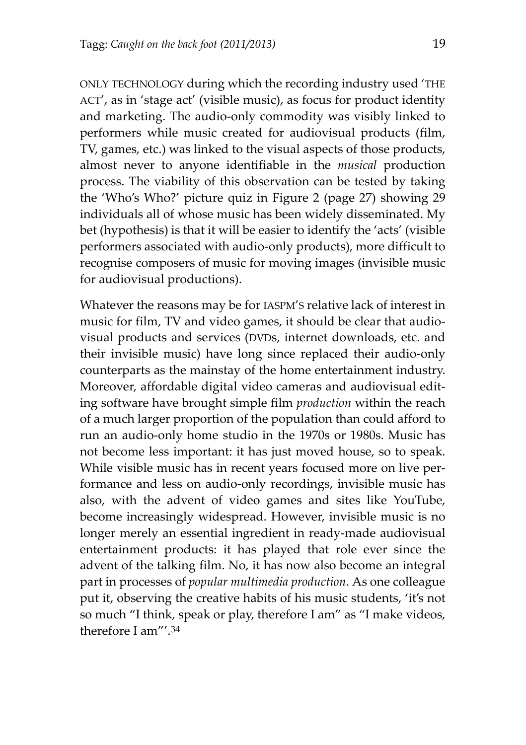ONLY TECHNOLOGY during which the recording industry used 'THE ACT', as in 'stage act' (visible music), as focus for product identity and marketing. The audio-only commodity was visibly linked to performers while music created for audiovisual products (film, TV, games, etc.) was linked to the visual aspects of those products, almost never to anyone identifiable in the *musical* production process. The viability of this observation can be tested by taking the 'Who's Who?' picture quiz in Figure 2 (page 27) showing 29 individuals all of whose music has been widely disseminated. My bet (hypothesis) is that it will be easier to identify the 'acts' (visible performers associated with audio-only products), more difficult to recognise composers of music for moving images (invisible music for audiovisual productions).

Whatever the reasons may be for IASPM'S relative lack of interest in music for film, TV and video games, it should be clear that audiovisual products and services (DVDs, internet downloads, etc. and their invisible music) have long since replaced their audio-only counterparts as the mainstay of the home entertainment industry. Moreover, affordable digital video cameras and audiovisual editing software have brought simple film *production* within the reach of a much larger proportion of the population than could afford to run an audio-only home studio in the 1970s or 1980s. Music has not become less important: it has just moved house, so to speak. While visible music has in recent years focused more on live performance and less on audio-only recordings, invisible music has also, with the advent of video games and sites like YouTube, become increasingly widespread. However, invisible music is no longer merely an essential ingredient in ready-made audiovisual entertainment products: it has played that role ever since the advent of the talking film. No, it has now also become an integral part in processes of *popular multimedia production*. As one colleague put it, observing the creative habits of his music students, 'it's not so much "I think, speak or play, therefore I am" as "I make videos, therefore I am"'.[34]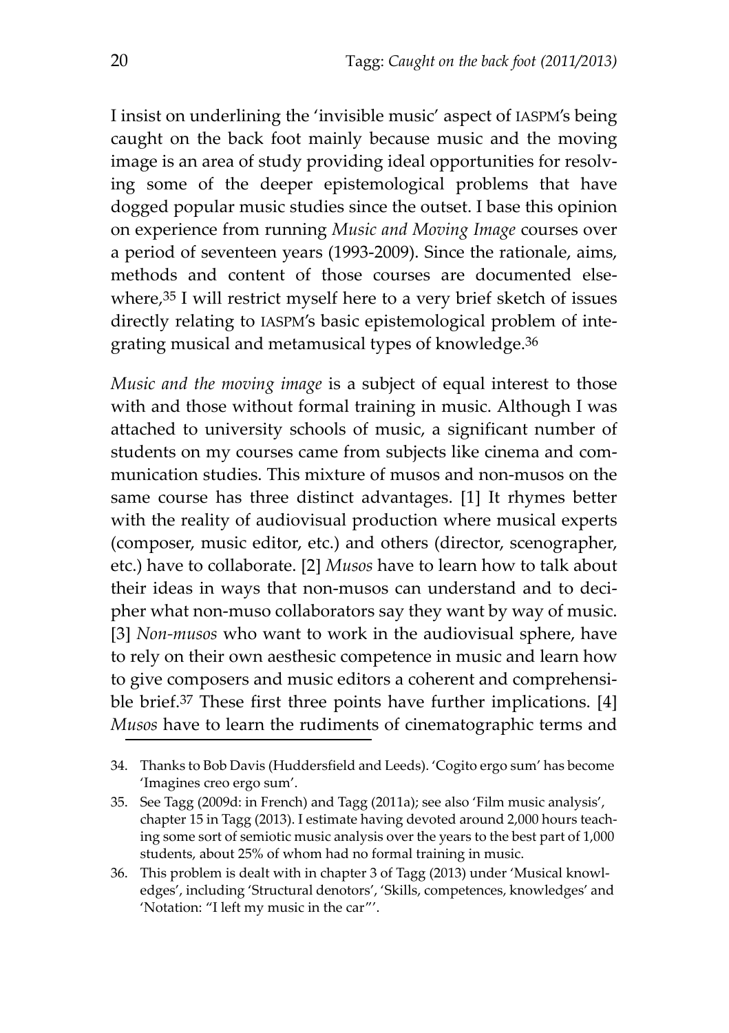I insist on underlining the 'invisible music' aspect of IASPM's being caught on the back foot mainly because music and the moving image is an area of study providing ideal opportunities for resolving some of the deeper epistemological problems that have dogged popular music studies since the outset. I base this opinion on experience from running *Music and Moving Image* courses over a period of seventeen years (1993-2009). Since the rationale, aims, methods and content of those courses are documented elsewhere,[35] I will restrict myself here to a very brief sketch of issues directly relating to IASPM's basic epistemological problem of integrating musical and metamusical types of knowledge.[36]

*Music and the moving image* is a subject of equal interest to those with and those without formal training in music. Although I was attached to university schools of music, a significant number of students on my courses came from subjects like cinema and communication studies. This mixture of musos and non-musos on the same course has three distinct advantages. [1] It rhymes better with the reality of audiovisual production where musical experts (composer, music editor, etc.) and others (director, scenographer, etc.) have to collaborate. [2] *Musos* have to learn how to talk about their ideas in ways that non-musos can understand and to decipher what non-muso collaborators say they want by way of music. [3] *Non-musos* who want to work in the audiovisual sphere, have to rely on their own aesthesic competence in music and learn how to give composers and music editors a coherent and comprehensible brief.[37] These first three points have further implications. [4] *Musos* have to learn the rudiments of cinematographic terms and

34. Thanks to Bob Davis (Huddersfield and Leeds). 'Cogito ergo sum' has become 'Imagines creo ergo sum'.

35. See Tagg (2009d: in French) and Tagg (2011a); see also 'Film music analysis', chapter 15 in Tagg (2013). I estimate having devoted around 2,000 hours teaching some sort of semiotic music analysis over the years to the best part of 1,000 students, about 25% of whom had no formal training in music.

36. This problem is dealt with in chapter 3 of Tagg (2013) under 'Musical knowledges', including 'Structural denotors', 'Skills, competences, knowledges' and 'Notation: "I left my music in the car"'.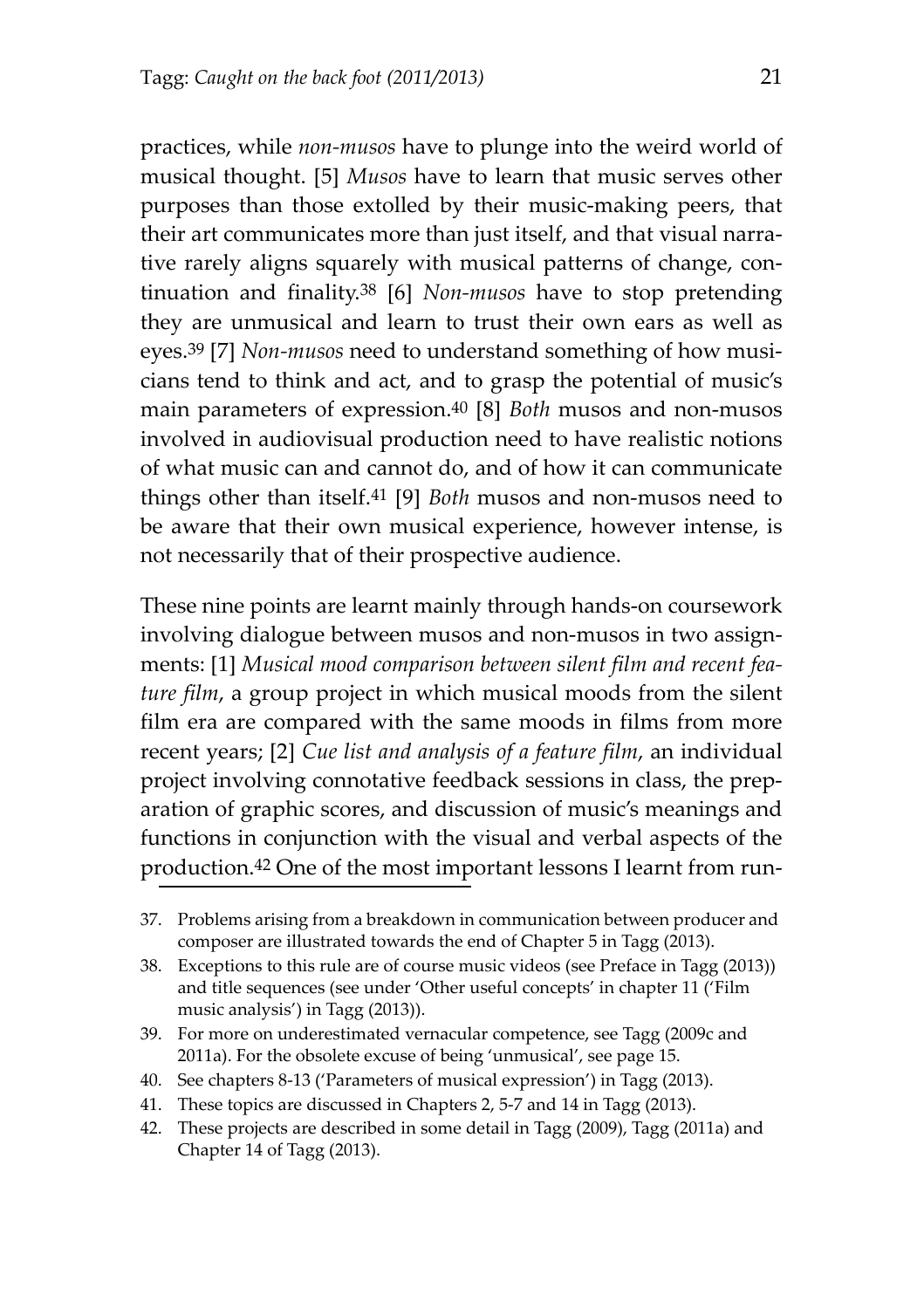practices, while *non-musos* have to plunge into the weird world of musical thought. [5] *Musos* have to learn that music serves other purposes than those extolled by their music-making peers, that their art communicates more than just itself, and that visual narrative rarely aligns squarely with musical patterns of change, continuation and finality.[38] [6] *Non-musos* have to stop pretending they are unmusical and learn to trust their own ears as well as eyes.[39] [7] *Non-musos* need to understand something of how musicians tend to think and act, and to grasp the potential of music's main parameters of expression.[40] [8] *Both* musos and non-musos involved in audiovisual production need to have realistic notions of what music can and cannot do, and of how it can communicate things other than itself.[41] [9] *Both* musos and non-musos need to be aware that their own musical experience, however intense, is not necessarily that of their prospective audience.

These nine points are learnt mainly through hands-on coursework involving dialogue between musos and non-musos in two assignments: [1] *Musical mood comparison between silent film and recent feature film*, a group project in which musical moods from the silent film era are compared with the same moods in films from more recent years; [2] *Cue list and analysis of a feature film*, an individual project involving connotative feedback sessions in class, the preparation of graphic scores, and discussion of music's meanings and functions in conjunction with the visual and verbal aspects of the production.[42] One of the most important lessons I learnt from run-

---

37. Problems arising from a breakdown in communication between producer and composer are illustrated towards the end of Chapter 5 in Tagg (2013).
38. Exceptions to this rule are of course music videos (see Preface in Tagg (2013)) and title sequences (see under 'Other useful concepts' in chapter 11 ('Film music analysis') in Tagg (2013)).
39. For more on underestimated vernacular competence, see Tagg (2009c and 2011a). For the obsolete excuse of being 'unmusical', see page 15.
40. See chapters 8-13 ('Parameters of musical expression') in Tagg (2013).
41. These topics are discussed in Chapters 2, 5-7 and 14 in Tagg (2013).
42. These projects are described in some detail in Tagg (2009), Tagg (2011a) and Chapter 14 of Tagg (2013).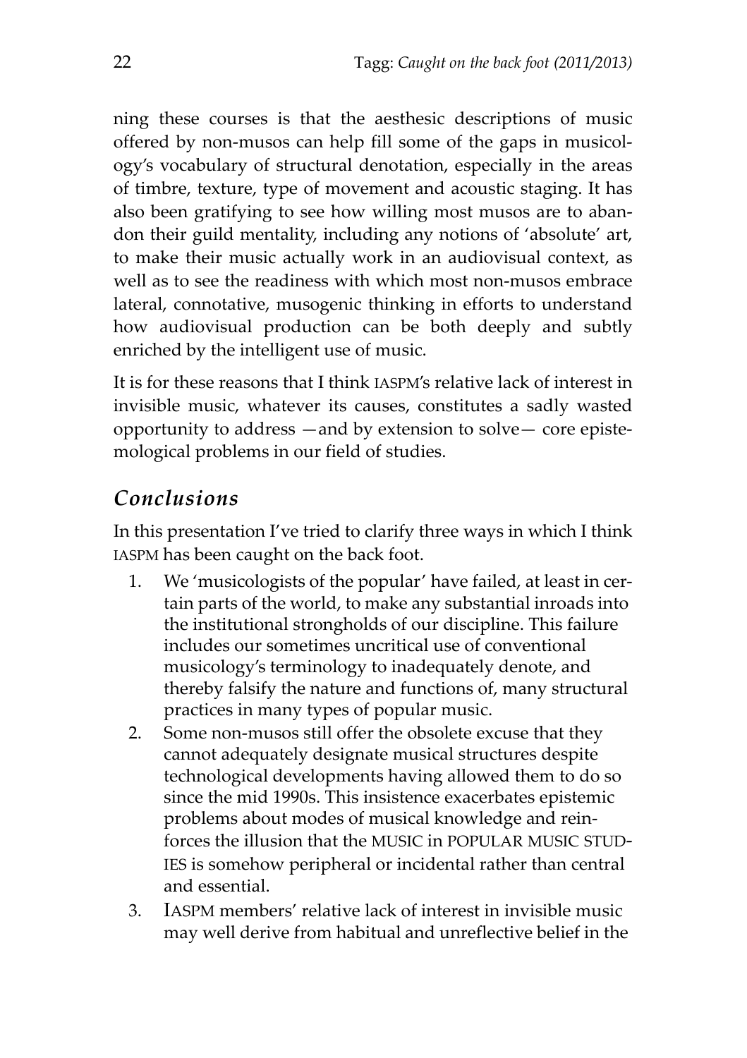ning these courses is that the aesthesic descriptions of music offered by non-musos can help fill some of the gaps in musicology's vocabulary of structural denotation, especially in the areas of timbre, texture, type of movement and acoustic staging. It has also been gratifying to see how willing most musos are to abandon their guild mentality, including any notions of 'absolute' art, to make their music actually work in an audiovisual context, as well as to see the readiness with which most non-musos embrace lateral, connotative, musogenic thinking in efforts to understand how audiovisual production can be both deeply and subtly enriched by the intelligent use of music.

It is for these reasons that I think IASPM's relative lack of interest in invisible music, whatever its causes, constitutes a sadly wasted opportunity to address —and by extension to solve— core epistemological problems in our field of studies.

## *Conclusions*

In this presentation I've tried to clarify three ways in which I think IASPM has been caught on the back foot.

1. We 'musicologists of the popular' have failed, at least in certain parts of the world, to make any substantial inroads into the institutional strongholds of our discipline. This failure includes our sometimes uncritical use of conventional musicology's terminology to inadequately denote, and thereby falsify the nature and functions of, many structural practices in many types of popular music.
2. Some non-musos still offer the obsolete excuse that they cannot adequately designate musical structures despite technological developments having allowed them to do so since the mid 1990s. This insistence exacerbates epistemic problems about modes of musical knowledge and reinforces the illusion that the MUSIC in POPULAR MUSIC STUDIES is somehow peripheral or incidental rather than central and essential.
3. IASPM members' relative lack of interest in invisible music may well derive from habitual and unreflective belief in the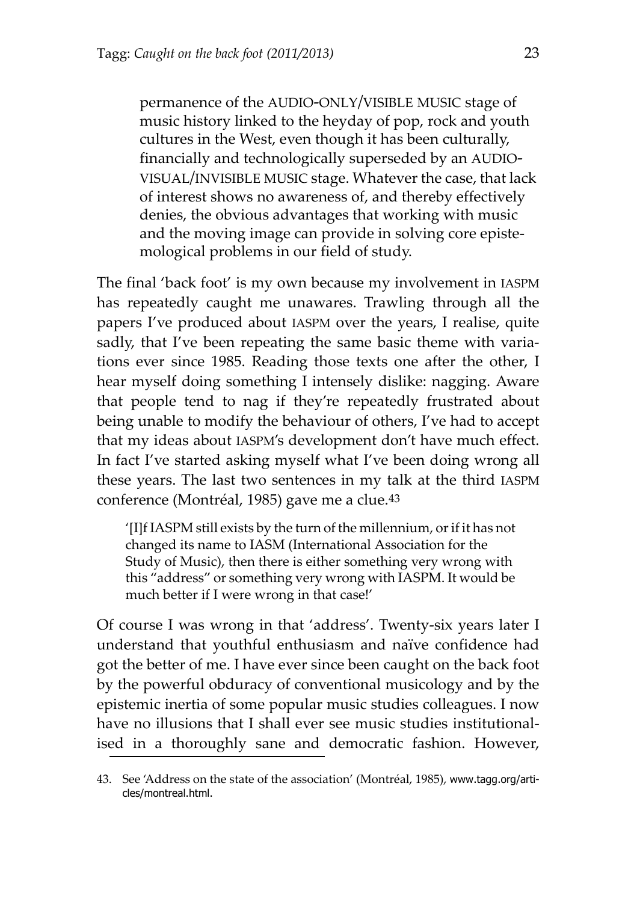> permanence of the AUDIO-ONLY/VISIBLE MUSIC stage of music history linked to the heyday of pop, rock and youth cultures in the West, even though it has been culturally, financially and technologically superseded by an AUDIO-VISUAL/INVISIBLE MUSIC stage. Whatever the case, that lack of interest shows no awareness of, and thereby effectively denies, the obvious advantages that working with music and the moving image can provide in solving core epistemological problems in our field of study.

The final 'back foot' is my own because my involvement in IASPM has repeatedly caught me unawares. Trawling through all the papers I've produced about IASPM over the years, I realise, quite sadly, that I've been repeating the same basic theme with variations ever since 1985. Reading those texts one after the other, I hear myself doing something I intensely dislike: nagging. Aware that people tend to nag if they're repeatedly frustrated about being unable to modify the behaviour of others, I've had to accept that my ideas about IASPM's development don't have much effect. In fact I've started asking myself what I've been doing wrong all these years. The last two sentences in my talk at the third IASPM conference (Montréal, 1985) gave me a clue.[43]

> '[I]f IASPM still exists by the turn of the millennium, or if it has not changed its name to IASM (International Association for the Study of Music), then there is either something very wrong with this "address" or something very wrong with IASPM. It would be much better if I were wrong in that case!'

Of course I was wrong in that 'address'. Twenty-six years later I understand that youthful enthusiasm and naïve confidence had got the better of me. I have ever since been caught on the back foot by the powerful obduracy of conventional musicology and by the epistemic inertia of some popular music studies colleagues. I now have no illusions that I shall ever see music studies institutionalised in a thoroughly sane and democratic fashion. However,

43. See 'Address on the state of the association' (Montréal, 1985), www.tagg.org/articles/montreal.html.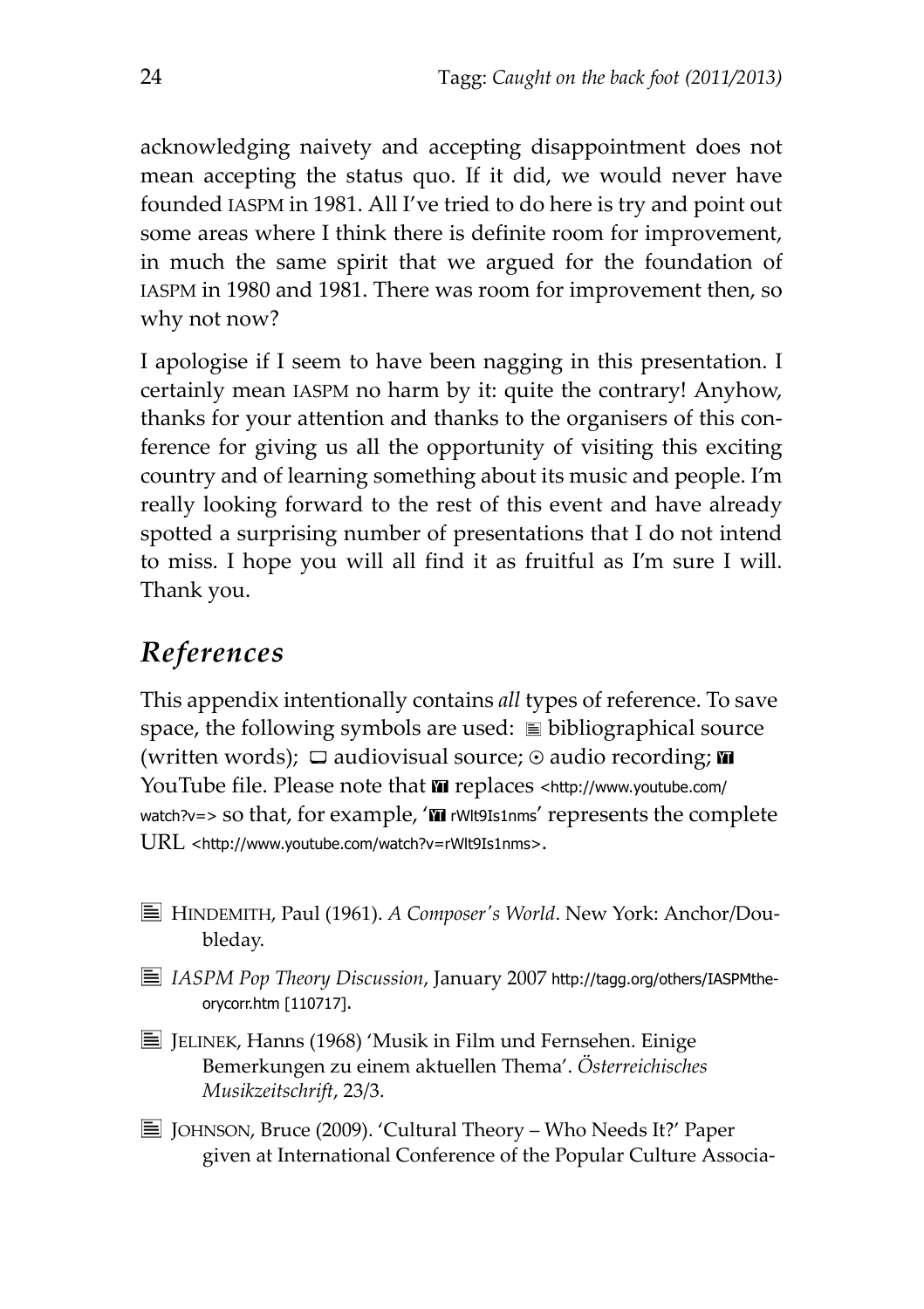acknowledging naivety and accepting disappointment does not mean accepting the status quo. If it did, we would never have founded IASPM in 1981. All I've tried to do here is try and point out some areas where I think there is definite room for improvement, in much the same spirit that we argued for the foundation of IASPM in 1980 and 1981. There was room for improvement then, so why not now?

I apologise if I seem to have been nagging in this presentation. I certainly mean IASPM no harm by it: quite the contrary! Anyhow, thanks for your attention and thanks to the organisers of this conference for giving us all the opportunity of visiting this exciting country and of learning something about its music and people. I'm really looking forward to the rest of this event and have already spotted a surprising number of presentations that I do not intend to miss. I hope you will all find it as fruitful as I'm sure I will. Thank you.

## *References*

This appendix intentionally contains *all* types of reference. To save space, the following symbols are used: ≣ bibliographical source (written words); ▭ audiovisual source; ⊙ audio recording; YT YouTube file. Please note that YT replaces <http://www.youtube.com/watch?v=> so that, for example, 'YT rWlt9Is1nms' represents the complete URL <http://www.youtube.com/watch?v=rWlt9Is1nms>.

≣ HINDEMITH, Paul (1961). *A Composer's World*. New York: Anchor/Doubleday.

≣ *IASPM Pop Theory Discussion*, January 2007 http://tagg.org/others/IASPMtheorycorr.htm [110717].

≣ JELINEK, Hanns (1968) 'Musik in Film und Fernsehen. Einige Bemerkungen zu einem aktuellen Thema'. *Österreichisches Musikzeitschrift*, 23/3.

≣ JOHNSON, Bruce (2009). 'Cultural Theory – Who Needs It?' Paper given at International Conference of the Popular Culture Associa-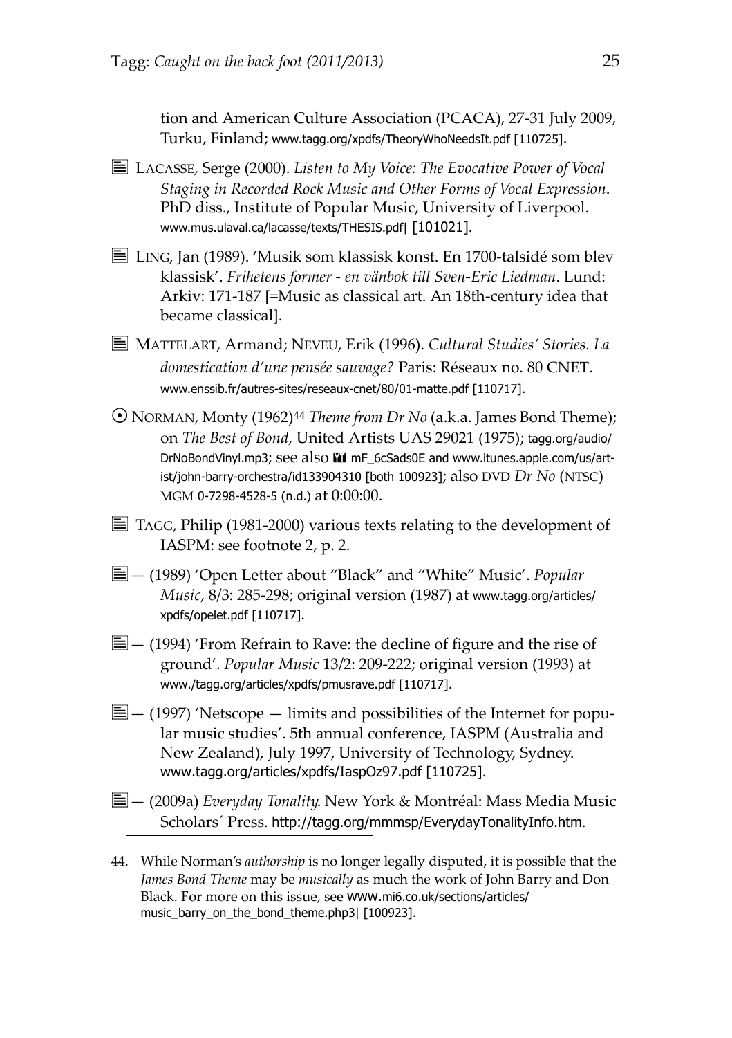tion and American Culture Association (PCACA), 27-31 July 2009, Turku, Finland; www.tagg.org/xpdfs/TheoryWhoNeedsIt.pdf [110725].

≣ LACASSE, Serge (2000). *Listen to My Voice: The Evocative Power of Vocal Staging in Recorded Rock Music and Other Forms of Vocal Expression*. PhD diss., Institute of Popular Music, University of Liverpool. www.mus.ulaval.ca/lacasse/texts/THESIS.pdf| [101021].

≣ LING, Jan (1989). 'Musik som klassisk konst. En 1700-talsidé som blev klassisk'. *Frihetens former - en vänbok till Sven-Eric Liedman*. Lund: Arkiv: 171-187 [=Music as classical art. An 18th-century idea that became classical].

≣ MATTELART, Armand; NEVEU, Erik (1996). *Cultural Studies' Stories. La domestication d'une pensée sauvage?* Paris: Réseaux no. 80 CNET. www.enssib.fr/autres-sites/reseaux-cnet/80/01-matte.pdf [110717].

⊙ NORMAN, Monty (1962)[44] *Theme from Dr No* (a.k.a. James Bond Theme); on *The Best of Bond*, United Artists UAS 29021 (1975); tagg.org/audio/DrNoBondVinyl.mp3; see also mF_6cSads0E and www.itunes.apple.com/us/artist/john-barry-orchestra/id133904310 [both 100923]; also DVD *Dr No* (NTSC) MGM 0-7298-4528-5 (n.d.) at 0:00:00.

≣ TAGG, Philip (1981-2000) various texts relating to the development of IASPM: see footnote 2, p. 2.

≣ — (1989) 'Open Letter about "Black" and "White" Music'. *Popular Music*, 8/3: 285-298; original version (1987) at www.tagg.org/articles/xpdfs/opelet.pdf [110717].

≣ — (1994) 'From Refrain to Rave: the decline of figure and the rise of ground'. *Popular Music* 13/2: 209-222; original version (1993) at www./tagg.org/articles/xpdfs/pmusrave.pdf [110717].

≣ — (1997) 'Netscope — limits and possibilities of the Internet for popular music studies'. 5th annual conference, IASPM (Australia and New Zealand), July 1997, University of Technology, Sydney. www.tagg.org/articles/xpdfs/IaspOz97.pdf [110725].

≣ — (2009a) *Everyday Tonality*. New York & Montréal: Mass Media Music Scholars´ Press. http://tagg.org/mmmsp/EverydayTonalityInfo.htm.

---

44. While Norman's *authorship* is no longer legally disputed, it is possible that the *James Bond Theme* may be *musically* as much the work of John Barry and Don Black. For more on this issue, see www.mi6.co.uk/sections/articles/music_barry_on_the_bond_theme.php3| [100923].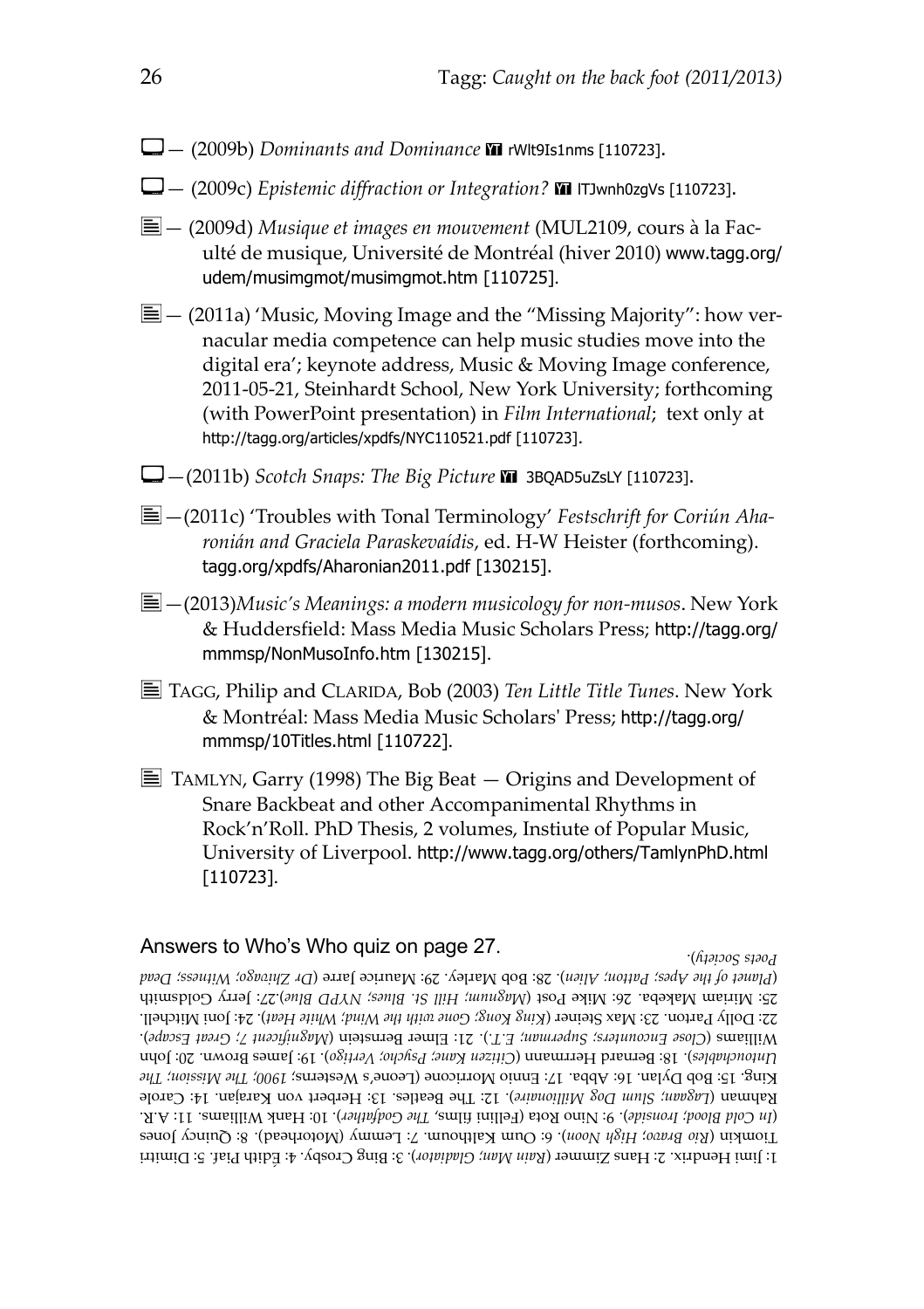☐ — (2009b) *Dominants and Dominance* YT rWlt9Is1nms [110723].

☐ — (2009c) *Epistemic diffraction or Integration?* YT lTJwnh0zgVs [110723].

☰ — (2009d) *Musique et images en mouvement* (MUL2109, cours à la Faculté de musique, Université de Montréal (hiver 2010) www.tagg.org/udem/musimgmot/musimgmot.htm [110725].

☰ — (2011a) 'Music, Moving Image and the "Missing Majority": how vernacular media competence can help music studies move into the digital era'; keynote address, Music & Moving Image conference, 2011-05-21, Steinhardt School, New York University; forthcoming (with PowerPoint presentation) in *Film International*; text only at http://tagg.org/articles/xpdfs/NYC110521.pdf [110723].

☐ —(2011b) *Scotch Snaps: The Big Picture* YT 3BQAD5uZsLY [110723].

☰ —(2011c) 'Troubles with Tonal Terminology' *Festschrift for Coriún Aharonián and Graciela Paraskevaídis*, ed. H-W Heister (forthcoming). tagg.org/xpdfs/Aharonian2011.pdf [130215].

☰ —(2013)*Music's Meanings: a modern musicology for non-musos*. New York & Huddersfield: Mass Media Music Scholars Press; http://tagg.org/mmmsp/NonMusoInfo.htm [130215].

☰ TAGG, Philip and CLARIDA, Bob (2003) *Ten Little Title Tunes*. New York & Montréal: Mass Media Music Scholars' Press; http://tagg.org/mmmsp/10Titles.html [110722].

☰ TAMLYN, Garry (1998) The Big Beat — Origins and Development of Snare Backbeat and other Accompanimental Rhythms in Rock'n'Roll. PhD Thesis, 2 volumes, Instiute of Popular Music, University of Liverpool. http://www.tagg.org/others/TamlynPhD.html [110723].

## Answers to Who's Who quiz on page 27.

1: Jimi Hendrix. 2: Hans Zimmer (*Rain Man; Gladiator*). 3: Bing Crosby. 4: Édith Piaf. 5: Dimitri Tiomkin (*Rio Bravo; High Noon*). 6: Oum Kalthoum. 7: Lemmy (Motorhead). 8: Quincy Jones (*In Cold Blood; Ironside*). 9: Nino Rota (Fellini films, *The Godfather*). 10: Hank Williams. 11: A.R. Rahman (*Lagaan; Slum Dog Millionaire*). 12: The Beatles. 13: Herbert von Karajan. 14: Carole King. 15: Bob Dylan. 16: Abba. 17: Ennio Morricone (Leone's Westerns; *1900; The Mission; The Untouchables*). 18: Bernard Herrmann (*Citizen Kane; Psycho; Vertigo*). 19: James Brown. 20: John Williams (*Close Encounters; Superman; E.T.*). 21: Elmer Bernstein (*Magnificent 7; Great Escape*). 22: Dolly Parton. 23: Max Steiner (*King Kong; Gone with the Wind; White Heat*). 24: Joni Mitchell. 25: Miriam Makeba. 26: Mike Post (*Magnum; Hill St. Blues; NYPD Blue*).27: Jerry Goldsmith (*Planet of the Apes; Patton; Alien*). 28: Bob Marley. 29: Maurice Jarre (*Dr Zhivago; Witness; Dead Poets Society*).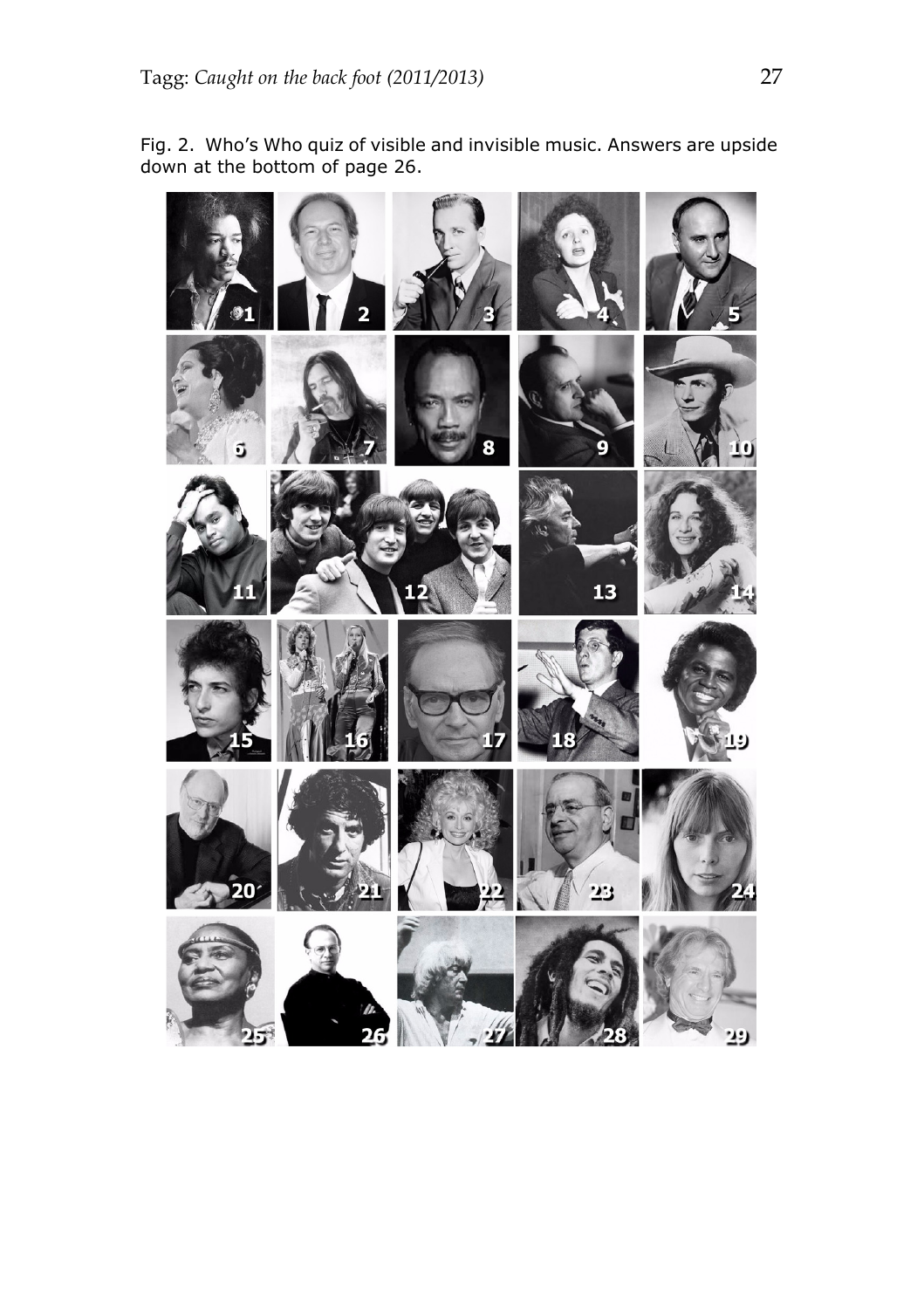Fig. 2. Who's Who quiz of visible and invisible music. Answers are upside down at the bottom of page 26.